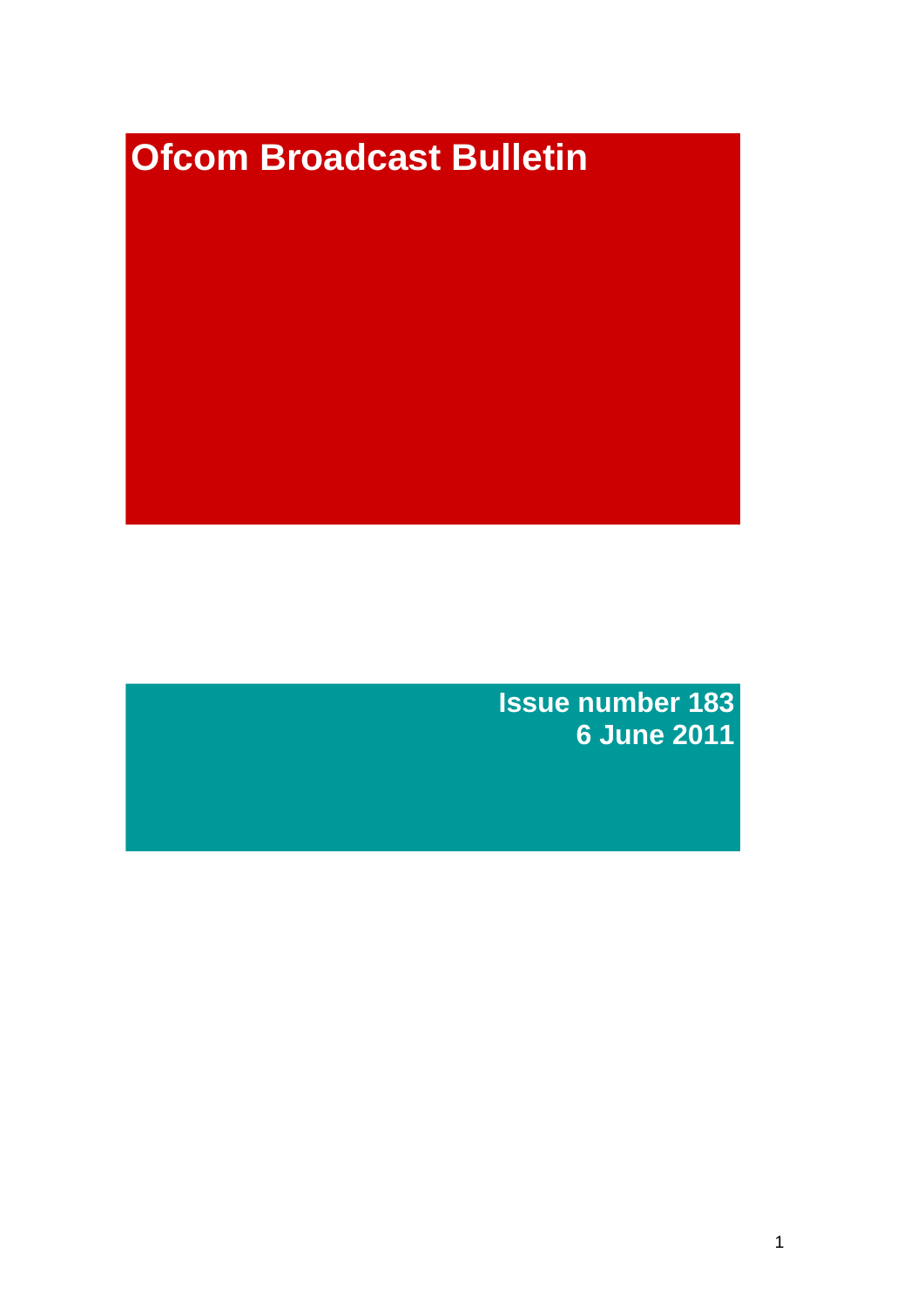# Ofcom Broadcast Bulletin

**Issue number 183**
**6 June 2011**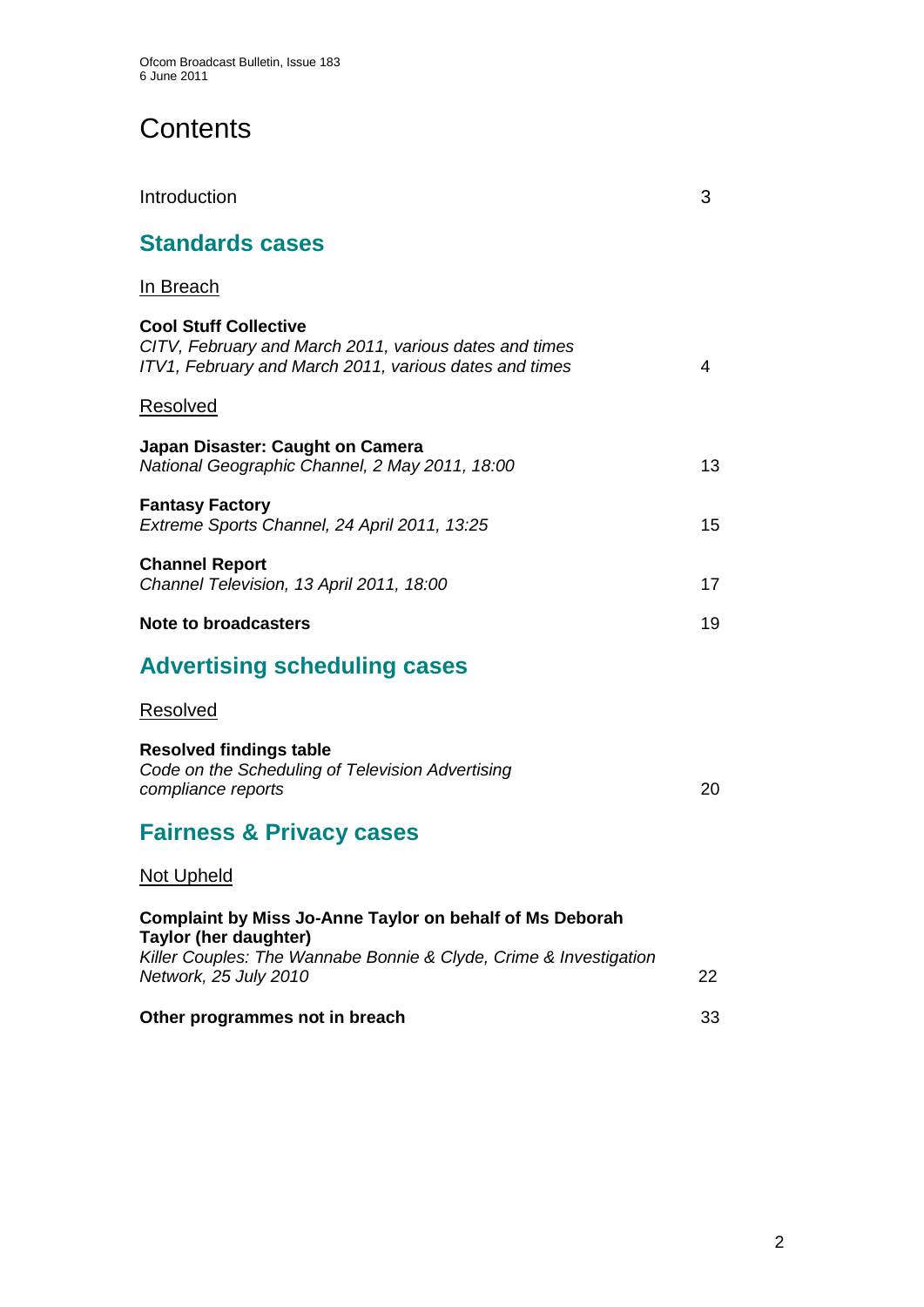# Contents

Introduction 3

## Standards cases

In Breach

**Cool Stuff Collective**
*CITV, February and March 2011, various dates and times*
*ITV1, February and March 2011, various dates and times* 4

Resolved

**Japan Disaster: Caught on Camera**
*National Geographic Channel, 2 May 2011, 18:00* 13

**Fantasy Factory**
*Extreme Sports Channel, 24 April 2011, 13:25* 15

**Channel Report**
*Channel Television, 13 April 2011, 18:00* 17

**Note to broadcasters** 19

## Advertising scheduling cases

Resolved

**Resolved findings table**
*Code on the Scheduling of Television Advertising compliance reports* 20

## Fairness & Privacy cases

Not Upheld

**Complaint by Miss Jo-Anne Taylor on behalf of Ms Deborah Taylor (her daughter)**
*Killer Couples: The Wannabe Bonnie & Clyde, Crime & Investigation Network, 25 July 2010* 22

**Other programmes not in breach** 33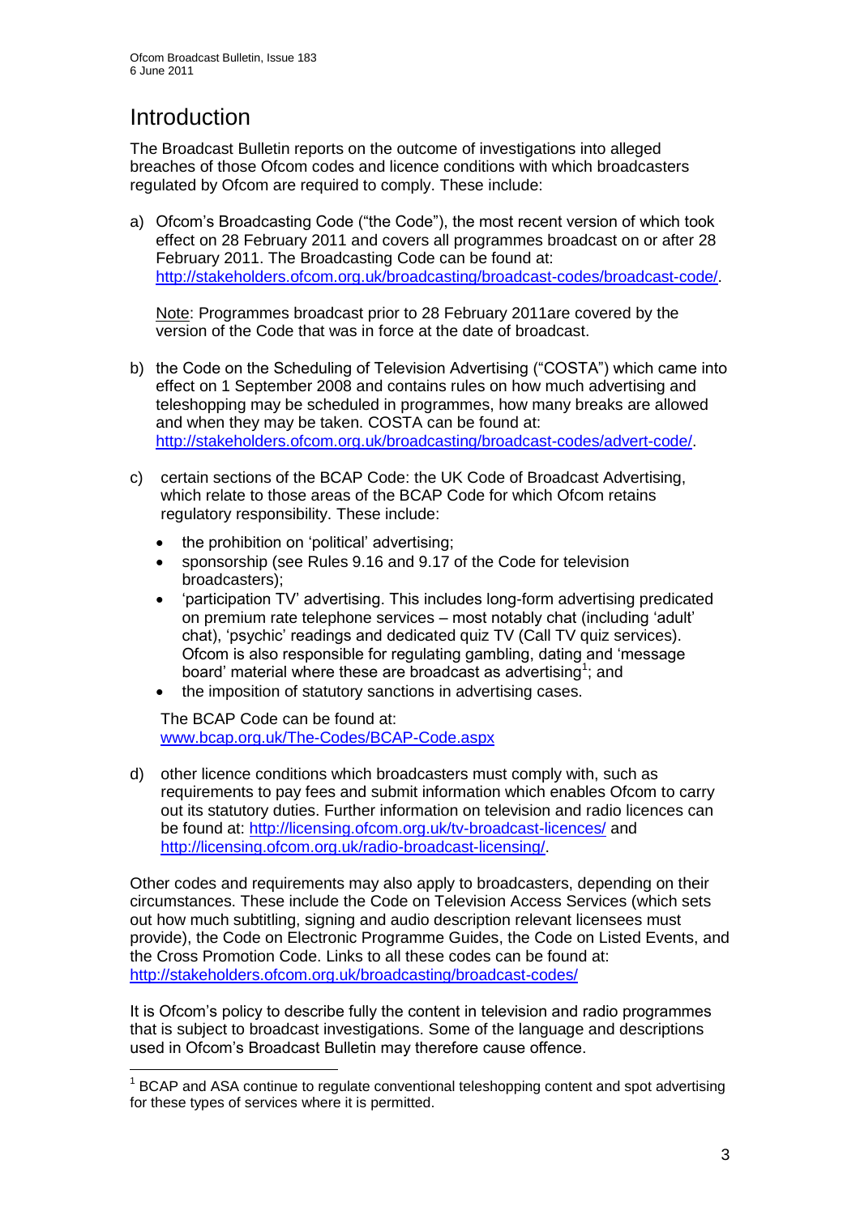# Introduction

The Broadcast Bulletin reports on the outcome of investigations into alleged breaches of those Ofcom codes and licence conditions with which broadcasters regulated by Ofcom are required to comply. These include:

a) Ofcom's Broadcasting Code ("the Code"), the most recent version of which took effect on 28 February 2011 and covers all programmes broadcast on or after 28 February 2011. The Broadcasting Code can be found at: http://stakeholders.ofcom.org.uk/broadcasting/broadcast-codes/broadcast-code/.

   Note: Programmes broadcast prior to 28 February 2011are covered by the version of the Code that was in force at the date of broadcast.

b) the Code on the Scheduling of Television Advertising ("COSTA") which came into effect on 1 September 2008 and contains rules on how much advertising and teleshopping may be scheduled in programmes, how many breaks are allowed and when they may be taken. COSTA can be found at: http://stakeholders.ofcom.org.uk/broadcasting/broadcast-codes/advert-code/.

c) certain sections of the BCAP Code: the UK Code of Broadcast Advertising, which relate to those areas of the BCAP Code for which Ofcom retains regulatory responsibility. These include:

   - the prohibition on 'political' advertising;
   - sponsorship (see Rules 9.16 and 9.17 of the Code for television broadcasters);
   - 'participation TV' advertising. This includes long-form advertising predicated on premium rate telephone services – most notably chat (including 'adult' chat), 'psychic' readings and dedicated quiz TV (Call TV quiz services). Ofcom is also responsible for regulating gambling, dating and 'message board' material where these are broadcast as advertising[1]; and
   - the imposition of statutory sanctions in advertising cases.

   The BCAP Code can be found at: www.bcap.org.uk/The-Codes/BCAP-Code.aspx

d) other licence conditions which broadcasters must comply with, such as requirements to pay fees and submit information which enables Ofcom to carry out its statutory duties. Further information on television and radio licences can be found at: http://licensing.ofcom.org.uk/tv-broadcast-licences/ and http://licensing.ofcom.org.uk/radio-broadcast-licensing/.

Other codes and requirements may also apply to broadcasters, depending on their circumstances. These include the Code on Television Access Services (which sets out how much subtitling, signing and audio description relevant licensees must provide), the Code on Electronic Programme Guides, the Code on Listed Events, and the Cross Promotion Code. Links to all these codes can be found at: http://stakeholders.ofcom.org.uk/broadcasting/broadcast-codes/

It is Ofcom's policy to describe fully the content in television and radio programmes that is subject to broadcast investigations. Some of the language and descriptions used in Ofcom's Broadcast Bulletin may therefore cause offence.

[1] BCAP and ASA continue to regulate conventional teleshopping content and spot advertising for these types of services where it is permitted.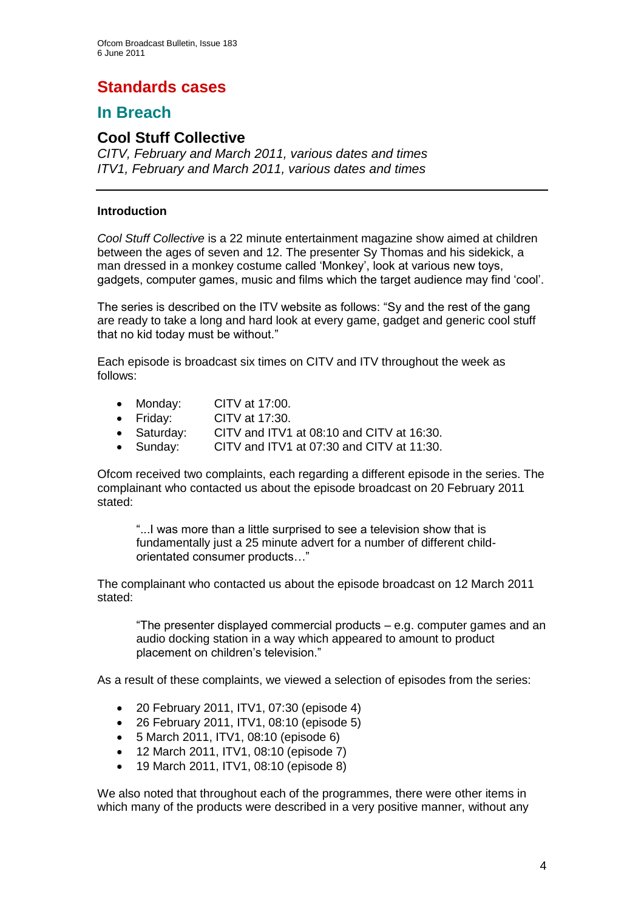# Standards cases

## In Breach

### Cool Stuff Collective

*CITV, February and March 2011, various dates and times*
*ITV1, February and March 2011, various dates and times*

---

**Introduction**

*Cool Stuff Collective* is a 22 minute entertainment magazine show aimed at children between the ages of seven and 12. The presenter Sy Thomas and his sidekick, a man dressed in a monkey costume called 'Monkey', look at various new toys, gadgets, computer games, music and films which the target audience may find 'cool'.

The series is described on the ITV website as follows: "Sy and the rest of the gang are ready to take a long and hard look at every game, gadget and generic cool stuff that no kid today must be without."

Each episode is broadcast six times on CITV and ITV throughout the week as follows:

- Monday: CITV at 17:00.
- Friday: CITV at 17:30.
- Saturday: CITV and ITV1 at 08:10 and CITV at 16:30.
- Sunday: CITV and ITV1 at 07:30 and CITV at 11:30.

Ofcom received two complaints, each regarding a different episode in the series. The complainant who contacted us about the episode broadcast on 20 February 2011 stated:

> "...I was more than a little surprised to see a television show that is fundamentally just a 25 minute advert for a number of different child-orientated consumer products…"

The complainant who contacted us about the episode broadcast on 12 March 2011 stated:

> "The presenter displayed commercial products – e.g. computer games and an audio docking station in a way which appeared to amount to product placement on children's television."

As a result of these complaints, we viewed a selection of episodes from the series:

- 20 February 2011, ITV1, 07:30 (episode 4)
- 26 February 2011, ITV1, 08:10 (episode 5)
- 5 March 2011, ITV1, 08:10 (episode 6)
- 12 March 2011, ITV1, 08:10 (episode 7)
- 19 March 2011, ITV1, 08:10 (episode 8)

We also noted that throughout each of the programmes, there were other items in which many of the products were described in a very positive manner, without any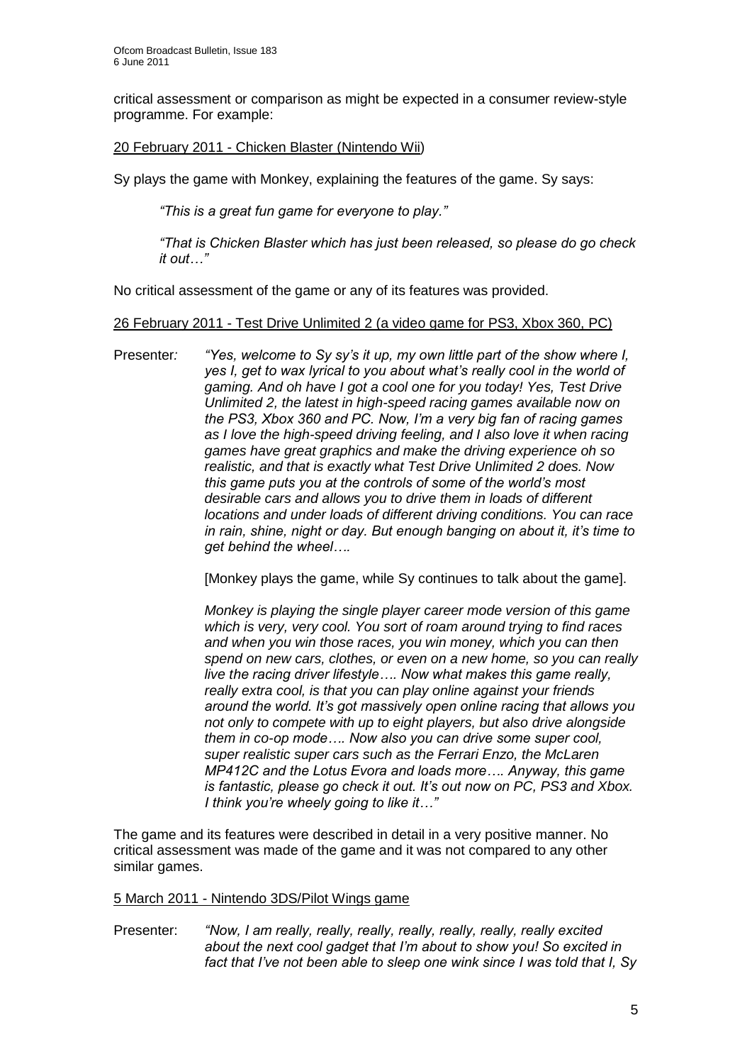critical assessment or comparison as might be expected in a consumer review-style programme. For example:

20 February 2011 - Chicken Blaster (Nintendo Wii)

Sy plays the game with Monkey, explaining the features of the game. Sy says:

> *"This is a great fun game for everyone to play."*
>
> *"That is Chicken Blaster which has just been released, so please do go check it out…"*

No critical assessment of the game or any of its features was provided.

26 February 2011 - Test Drive Unlimited 2 (a video game for PS3, Xbox 360, PC)

Presenter*:* *"Yes, welcome to Sy sy's it up, my own little part of the show where I, yes I, get to wax lyrical to you about what's really cool in the world of gaming. And oh have I got a cool one for you today! Yes, Test Drive Unlimited 2, the latest in high-speed racing games available now on the PS3, Xbox 360 and PC. Now, I'm a very big fan of racing games as I love the high-speed driving feeling, and I also love it when racing games have great graphics and make the driving experience oh so realistic, and that is exactly what Test Drive Unlimited 2 does. Now this game puts you at the controls of some of the world's most desirable cars and allows you to drive them in loads of different locations and under loads of different driving conditions. You can race in rain, shine, night or day. But enough banging on about it, it's time to get behind the wheel….*

> [Monkey plays the game, while Sy continues to talk about the game].
>
> *Monkey is playing the single player career mode version of this game which is very, very cool. You sort of roam around trying to find races and when you win those races, you win money, which you can then spend on new cars, clothes, or even on a new home, so you can really live the racing driver lifestyle…. Now what makes this game really, really extra cool, is that you can play online against your friends around the world. It's got massively open online racing that allows you not only to compete with up to eight players, but also drive alongside them in co-op mode…. Now also you can drive some super cool, super realistic super cars such as the Ferrari Enzo, the McLaren MP412C and the Lotus Evora and loads more…. Anyway, this game is fantastic, please go check it out. It's out now on PC, PS3 and Xbox. I think you're wheely going to like it…"*

The game and its features were described in detail in a very positive manner. No critical assessment was made of the game and it was not compared to any other similar games.

5 March 2011 - Nintendo 3DS/Pilot Wings game

Presenter: *"Now, I am really, really, really, really, really, really, really excited about the next cool gadget that I'm about to show you! So excited in fact that I've not been able to sleep one wink since I was told that I, Sy*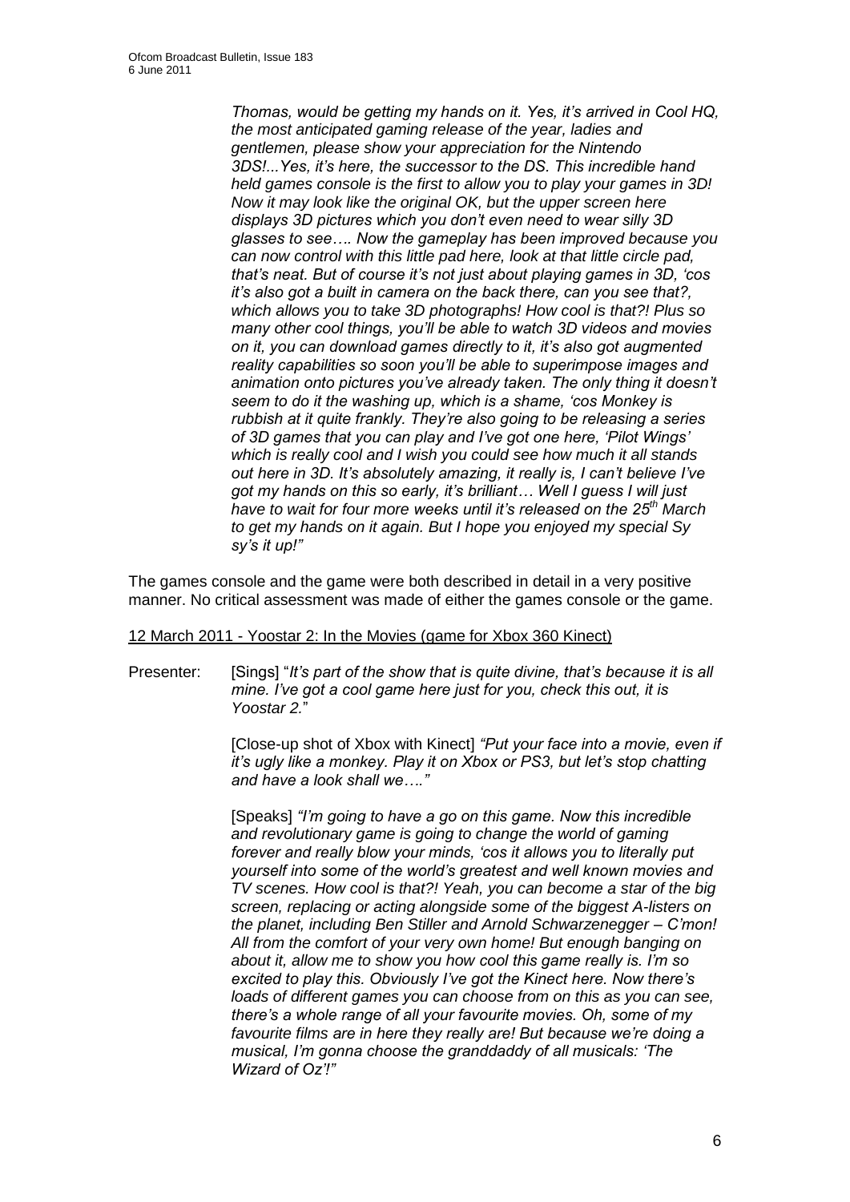*Thomas, would be getting my hands on it. Yes, it's arrived in Cool HQ, the most anticipated gaming release of the year, ladies and gentlemen, please show your appreciation for the Nintendo 3DS!...Yes, it's here, the successor to the DS. This incredible hand held games console is the first to allow you to play your games in 3D! Now it may look like the original OK, but the upper screen here displays 3D pictures which you don't even need to wear silly 3D glasses to see…. Now the gameplay has been improved because you can now control with this little pad here, look at that little circle pad, that's neat. But of course it's not just about playing games in 3D, 'cos it's also got a built in camera on the back there, can you see that?, which allows you to take 3D photographs! How cool is that?! Plus so many other cool things, you'll be able to watch 3D videos and movies on it, you can download games directly to it, it's also got augmented reality capabilities so soon you'll be able to superimpose images and animation onto pictures you've already taken. The only thing it doesn't seem to do it the washing up, which is a shame, 'cos Monkey is rubbish at it quite frankly. They're also going to be releasing a series of 3D games that you can play and I've got one here, 'Pilot Wings' which is really cool and I wish you could see how much it all stands out here in 3D. It's absolutely amazing, it really is, I can't believe I've got my hands on this so early, it's brilliant… Well I guess I will just have to wait for four more weeks until it's released on the 25th March to get my hands on it again. But I hope you enjoyed my special Sy sy's it up!"*

The games console and the game were both described in detail in a very positive manner. No critical assessment was made of either the games console or the game.

12 March 2011 - Yoostar 2: In the Movies (game for Xbox 360 Kinect)

Presenter: [Sings] "*It's part of the show that is quite divine, that's because it is all mine. I've got a cool game here just for you, check this out, it is Yoostar 2.*"

[Close-up shot of Xbox with Kinect] *"Put your face into a movie, even if it's ugly like a monkey. Play it on Xbox or PS3, but let's stop chatting and have a look shall we…."*

[Speaks] *"I'm going to have a go on this game. Now this incredible and revolutionary game is going to change the world of gaming forever and really blow your minds, 'cos it allows you to literally put yourself into some of the world's greatest and well known movies and TV scenes. How cool is that?! Yeah, you can become a star of the big screen, replacing or acting alongside some of the biggest A-listers on the planet, including Ben Stiller and Arnold Schwarzenegger – C'mon! All from the comfort of your very own home! But enough banging on about it, allow me to show you how cool this game really is. I'm so excited to play this. Obviously I've got the Kinect here. Now there's loads of different games you can choose from on this as you can see, there's a whole range of all your favourite movies. Oh, some of my favourite films are in here they really are! But because we're doing a musical, I'm gonna choose the granddaddy of all musicals: 'The Wizard of Oz'!"*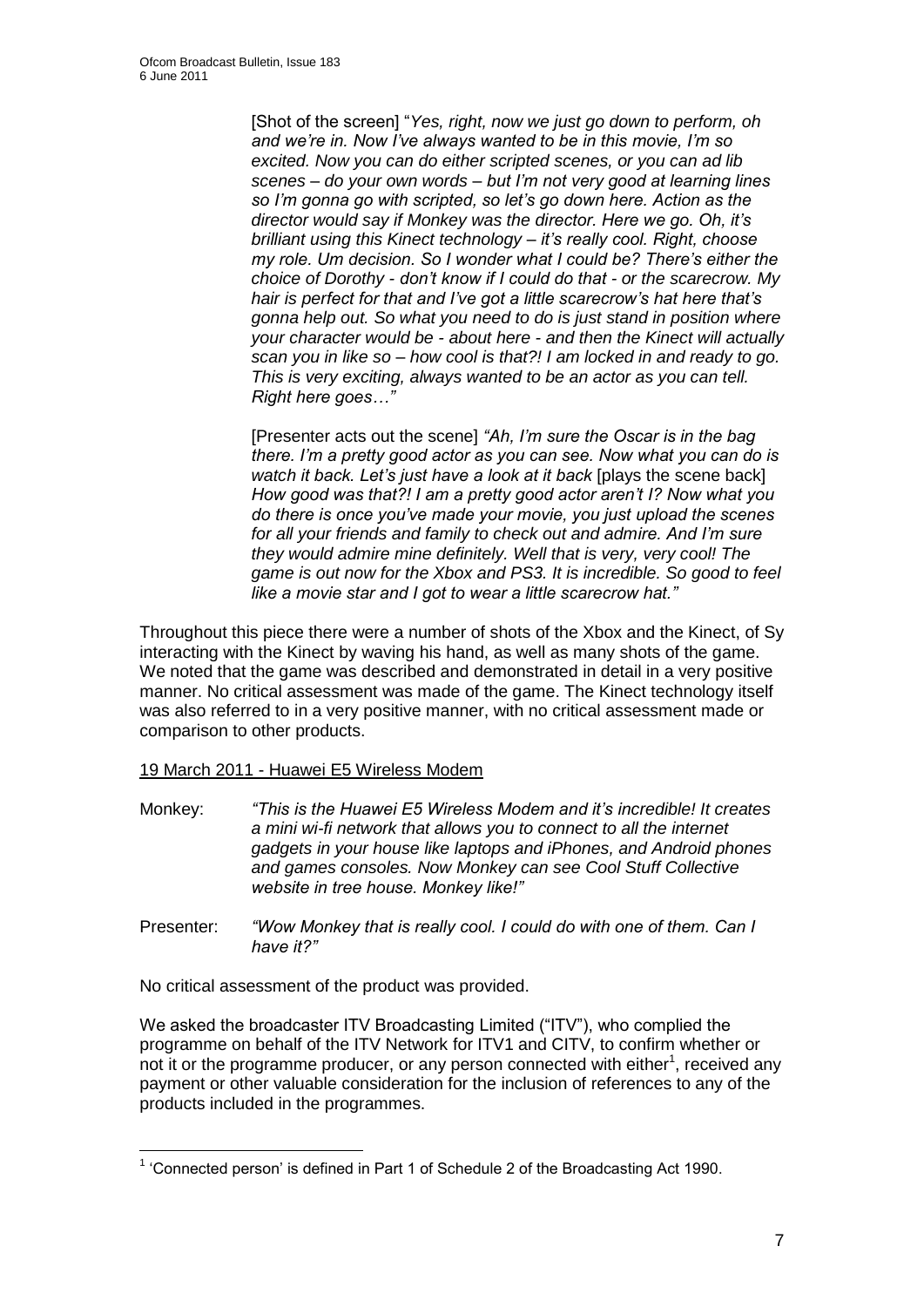[Shot of the screen] "*Yes, right, now we just go down to perform, oh and we're in. Now I've always wanted to be in this movie, I'm so excited. Now you can do either scripted scenes, or you can ad lib scenes – do your own words – but I'm not very good at learning lines so I'm gonna go with scripted, so let's go down here. Action as the director would say if Monkey was the director. Here we go. Oh, it's brilliant using this Kinect technology – it's really cool. Right, choose my role. Um decision. So I wonder what I could be? There's either the choice of Dorothy - don't know if I could do that - or the scarecrow. My hair is perfect for that and I've got a little scarecrow's hat here that's gonna help out. So what you need to do is just stand in position where your character would be - about here - and then the Kinect will actually scan you in like so – how cool is that?! I am locked in and ready to go. This is very exciting, always wanted to be an actor as you can tell. Right here goes…*"

[Presenter acts out the scene] *"Ah, I'm sure the Oscar is in the bag there. I'm a pretty good actor as you can see. Now what you can do is watch it back. Let's just have a look at it back* [plays the scene back] *How good was that?! I am a pretty good actor aren't I? Now what you do there is once you've made your movie, you just upload the scenes for all your friends and family to check out and admire. And I'm sure they would admire mine definitely. Well that is very, very cool! The game is out now for the Xbox and PS3. It is incredible. So good to feel like a movie star and I got to wear a little scarecrow hat."*

Throughout this piece there were a number of shots of the Xbox and the Kinect, of Sy interacting with the Kinect by waving his hand, as well as many shots of the game. We noted that the game was described and demonstrated in detail in a very positive manner. No critical assessment was made of the game. The Kinect technology itself was also referred to in a very positive manner, with no critical assessment made or comparison to other products.

19 March 2011 - Huawei E5 Wireless Modem

Monkey: *"This is the Huawei E5 Wireless Modem and it's incredible! It creates a mini wi-fi network that allows you to connect to all the internet gadgets in your house like laptops and iPhones, and Android phones and games consoles. Now Monkey can see Cool Stuff Collective website in tree house. Monkey like!"*

Presenter: *"Wow Monkey that is really cool. I could do with one of them. Can I have it?"*

No critical assessment of the product was provided.

We asked the broadcaster ITV Broadcasting Limited ("ITV"), who complied the programme on behalf of the ITV Network for ITV1 and CITV, to confirm whether or not it or the programme producer, or any person connected with either[1], received any payment or other valuable consideration for the inclusion of references to any of the products included in the programmes.

[1] 'Connected person' is defined in Part 1 of Schedule 2 of the Broadcasting Act 1990.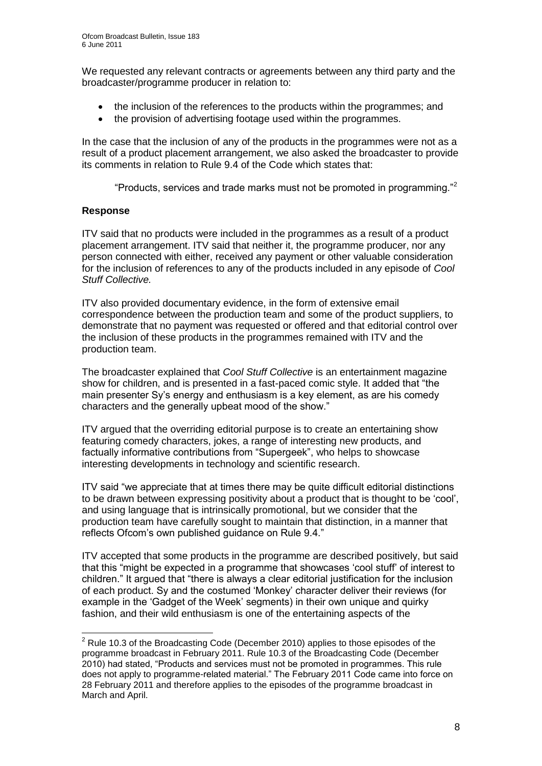We requested any relevant contracts or agreements between any third party and the broadcaster/programme producer in relation to:

- the inclusion of the references to the products within the programmes; and
- the provision of advertising footage used within the programmes.

In the case that the inclusion of any of the products in the programmes were not as a result of a product placement arrangement, we also asked the broadcaster to provide its comments in relation to Rule 9.4 of the Code which states that:

> "Products, services and trade marks must not be promoted in programming."[2]

**Response**

ITV said that no products were included in the programmes as a result of a product placement arrangement. ITV said that neither it, the programme producer, nor any person connected with either, received any payment or other valuable consideration for the inclusion of references to any of the products included in any episode of *Cool Stuff Collective.*

ITV also provided documentary evidence, in the form of extensive email correspondence between the production team and some of the product suppliers, to demonstrate that no payment was requested or offered and that editorial control over the inclusion of these products in the programmes remained with ITV and the production team.

The broadcaster explained that *Cool Stuff Collective* is an entertainment magazine show for children, and is presented in a fast-paced comic style. It added that "the main presenter Sy's energy and enthusiasm is a key element, as are his comedy characters and the generally upbeat mood of the show."

ITV argued that the overriding editorial purpose is to create an entertaining show featuring comedy characters, jokes, a range of interesting new products, and factually informative contributions from "Supergeek", who helps to showcase interesting developments in technology and scientific research.

ITV said "we appreciate that at times there may be quite difficult editorial distinctions to be drawn between expressing positivity about a product that is thought to be 'cool', and using language that is intrinsically promotional, but we consider that the production team have carefully sought to maintain that distinction, in a manner that reflects Ofcom's own published guidance on Rule 9.4."

ITV accepted that some products in the programme are described positively, but said that this "might be expected in a programme that showcases 'cool stuff' of interest to children." It argued that "there is always a clear editorial justification for the inclusion of each product. Sy and the costumed 'Monkey' character deliver their reviews (for example in the 'Gadget of the Week' segments) in their own unique and quirky fashion, and their wild enthusiasm is one of the entertaining aspects of the

---

[2] Rule 10.3 of the Broadcasting Code (December 2010) applies to those episodes of the programme broadcast in February 2011. Rule 10.3 of the Broadcasting Code (December 2010) had stated, "Products and services must not be promoted in programmes. This rule does not apply to programme-related material." The February 2011 Code came into force on 28 February 2011 and therefore applies to the episodes of the programme broadcast in March and April.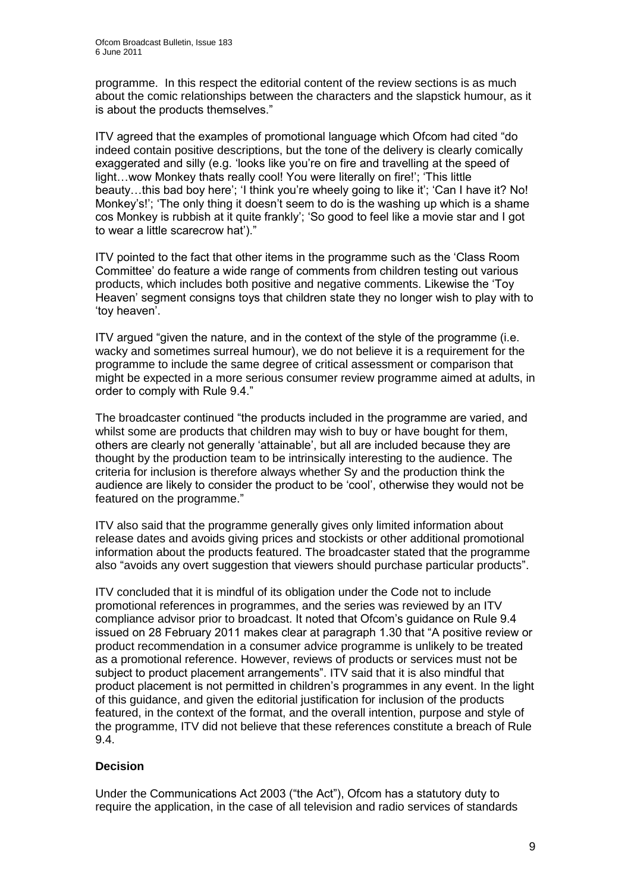programme. In this respect the editorial content of the review sections is as much about the comic relationships between the characters and the slapstick humour, as it is about the products themselves."

ITV agreed that the examples of promotional language which Ofcom had cited "do indeed contain positive descriptions, but the tone of the delivery is clearly comically exaggerated and silly (e.g. 'looks like you're on fire and travelling at the speed of light…wow Monkey thats really cool! You were literally on fire!'; 'This little beauty…this bad boy here'; 'I think you're wheely going to like it'; 'Can I have it? No! Monkey's!'; 'The only thing it doesn't seem to do is the washing up which is a shame cos Monkey is rubbish at it quite frankly'; 'So good to feel like a movie star and I got to wear a little scarecrow hat')."

ITV pointed to the fact that other items in the programme such as the 'Class Room Committee' do feature a wide range of comments from children testing out various products, which includes both positive and negative comments. Likewise the 'Toy Heaven' segment consigns toys that children state they no longer wish to play with to 'toy heaven'.

ITV argued "given the nature, and in the context of the style of the programme (i.e. wacky and sometimes surreal humour), we do not believe it is a requirement for the programme to include the same degree of critical assessment or comparison that might be expected in a more serious consumer review programme aimed at adults, in order to comply with Rule 9.4."

The broadcaster continued "the products included in the programme are varied, and whilst some are products that children may wish to buy or have bought for them, others are clearly not generally 'attainable', but all are included because they are thought by the production team to be intrinsically interesting to the audience. The criteria for inclusion is therefore always whether Sy and the production think the audience are likely to consider the product to be 'cool', otherwise they would not be featured on the programme."

ITV also said that the programme generally gives only limited information about release dates and avoids giving prices and stockists or other additional promotional information about the products featured. The broadcaster stated that the programme also "avoids any overt suggestion that viewers should purchase particular products".

ITV concluded that it is mindful of its obligation under the Code not to include promotional references in programmes, and the series was reviewed by an ITV compliance advisor prior to broadcast. It noted that Ofcom's guidance on Rule 9.4 issued on 28 February 2011 makes clear at paragraph 1.30 that "A positive review or product recommendation in a consumer advice programme is unlikely to be treated as a promotional reference. However, reviews of products or services must not be subject to product placement arrangements". ITV said that it is also mindful that product placement is not permitted in children's programmes in any event. In the light of this guidance, and given the editorial justification for inclusion of the products featured, in the context of the format, and the overall intention, purpose and style of the programme, ITV did not believe that these references constitute a breach of Rule 9.4.

**Decision**

Under the Communications Act 2003 ("the Act"), Ofcom has a statutory duty to require the application, in the case of all television and radio services of standards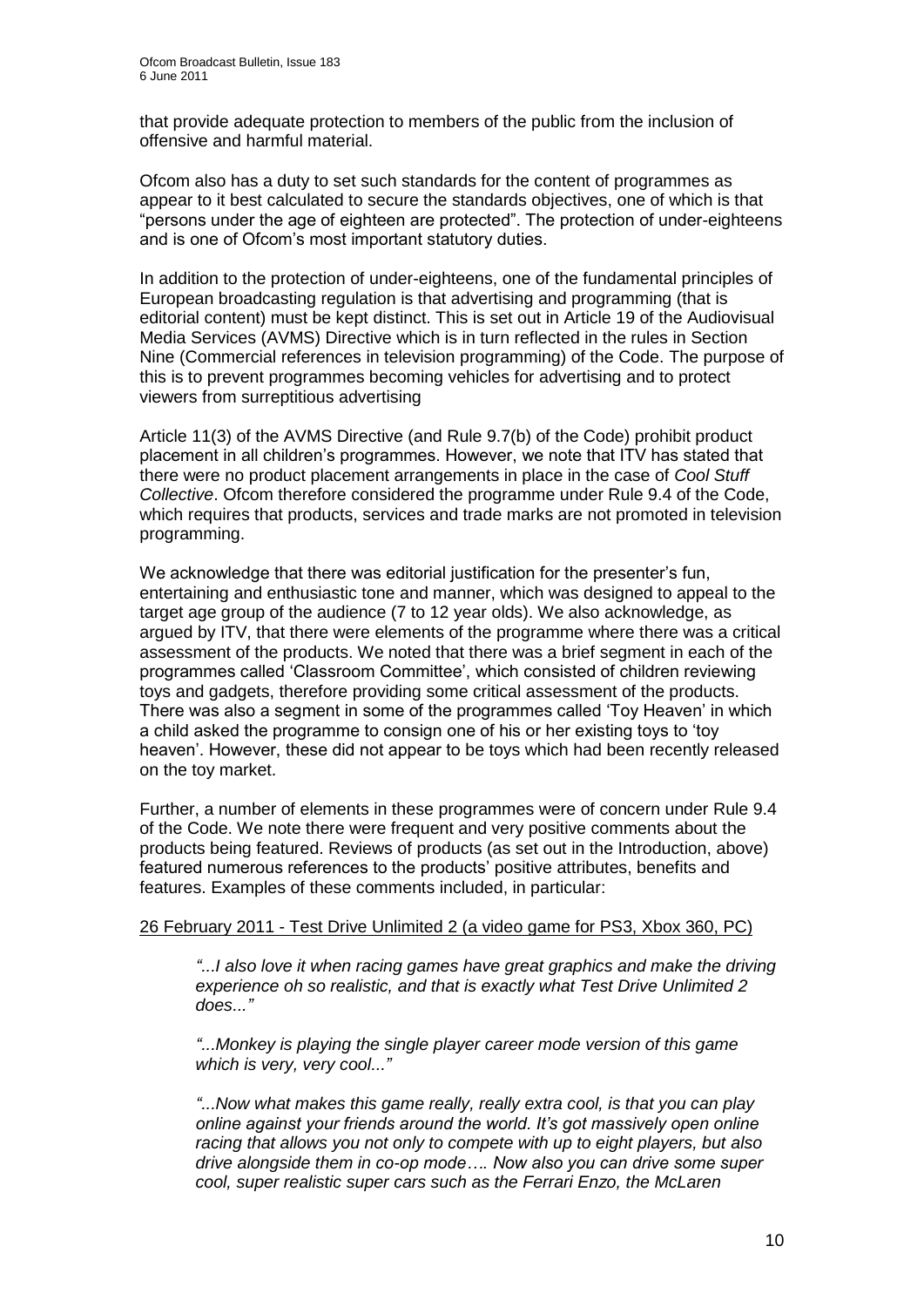that provide adequate protection to members of the public from the inclusion of offensive and harmful material.

Ofcom also has a duty to set such standards for the content of programmes as appear to it best calculated to secure the standards objectives, one of which is that "persons under the age of eighteen are protected". The protection of under-eighteens and is one of Ofcom's most important statutory duties.

In addition to the protection of under-eighteens, one of the fundamental principles of European broadcasting regulation is that advertising and programming (that is editorial content) must be kept distinct. This is set out in Article 19 of the Audiovisual Media Services (AVMS) Directive which is in turn reflected in the rules in Section Nine (Commercial references in television programming) of the Code. The purpose of this is to prevent programmes becoming vehicles for advertising and to protect viewers from surreptitious advertising

Article 11(3) of the AVMS Directive (and Rule 9.7(b) of the Code) prohibit product placement in all children's programmes. However, we note that ITV has stated that there were no product placement arrangements in place in the case of *Cool Stuff Collective*. Ofcom therefore considered the programme under Rule 9.4 of the Code, which requires that products, services and trade marks are not promoted in television programming.

We acknowledge that there was editorial justification for the presenter's fun, entertaining and enthusiastic tone and manner, which was designed to appeal to the target age group of the audience (7 to 12 year olds). We also acknowledge, as argued by ITV, that there were elements of the programme where there was a critical assessment of the products. We noted that there was a brief segment in each of the programmes called 'Classroom Committee', which consisted of children reviewing toys and gadgets, therefore providing some critical assessment of the products. There was also a segment in some of the programmes called 'Toy Heaven' in which a child asked the programme to consign one of his or her existing toys to 'toy heaven'. However, these did not appear to be toys which had been recently released on the toy market.

Further, a number of elements in these programmes were of concern under Rule 9.4 of the Code. We note there were frequent and very positive comments about the products being featured. Reviews of products (as set out in the Introduction, above) featured numerous references to the products' positive attributes, benefits and features. Examples of these comments included, in particular:

<u>26 February 2011 - Test Drive Unlimited 2 (a video game for PS3, Xbox 360, PC)</u>

> *"...I also love it when racing games have great graphics and make the driving experience oh so realistic, and that is exactly what Test Drive Unlimited 2 does..."*
>
> *"...Monkey is playing the single player career mode version of this game which is very, very cool..."*
>
> *"...Now what makes this game really, really extra cool, is that you can play online against your friends around the world. It's got massively open online racing that allows you not only to compete with up to eight players, but also drive alongside them in co-op mode…. Now also you can drive some super cool, super realistic super cars such as the Ferrari Enzo, the McLaren*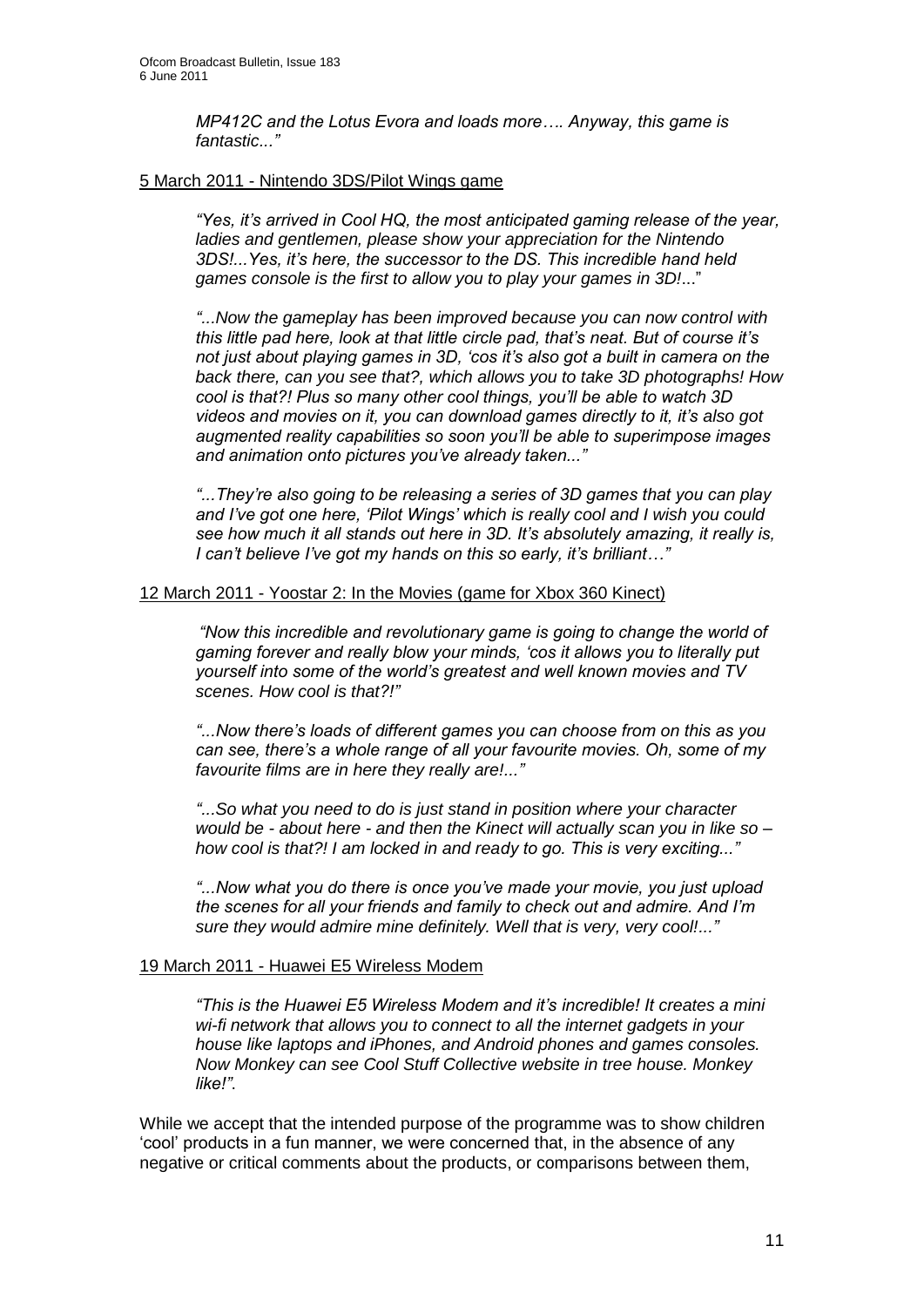*MP412C and the Lotus Evora and loads more…. Anyway, this game is fantastic..."*

5 March 2011 - Nintendo 3DS/Pilot Wings game

> *"Yes, it's arrived in Cool HQ, the most anticipated gaming release of the year, ladies and gentlemen, please show your appreciation for the Nintendo 3DS!...Yes, it's here, the successor to the DS. This incredible hand held games console is the first to allow you to play your games in 3D!..."*
>
> *"...Now the gameplay has been improved because you can now control with this little pad here, look at that little circle pad, that's neat. But of course it's not just about playing games in 3D, 'cos it's also got a built in camera on the back there, can you see that?, which allows you to take 3D photographs! How cool is that?! Plus so many other cool things, you'll be able to watch 3D videos and movies on it, you can download games directly to it, it's also got augmented reality capabilities so soon you'll be able to superimpose images and animation onto pictures you've already taken..."*
>
> *"...They're also going to be releasing a series of 3D games that you can play and I've got one here, 'Pilot Wings' which is really cool and I wish you could see how much it all stands out here in 3D. It's absolutely amazing, it really is, I can't believe I've got my hands on this so early, it's brilliant…"*

12 March 2011 - Yoostar 2: In the Movies (game for Xbox 360 Kinect)

> *"Now this incredible and revolutionary game is going to change the world of gaming forever and really blow your minds, 'cos it allows you to literally put yourself into some of the world's greatest and well known movies and TV scenes. How cool is that?!"*
>
> *"...Now there's loads of different games you can choose from on this as you can see, there's a whole range of all your favourite movies. Oh, some of my favourite films are in here they really are!..."*
>
> *"...So what you need to do is just stand in position where your character would be - about here - and then the Kinect will actually scan you in like so – how cool is that?! I am locked in and ready to go. This is very exciting..."*
>
> *"...Now what you do there is once you've made your movie, you just upload the scenes for all your friends and family to check out and admire. And I'm sure they would admire mine definitely. Well that is very, very cool!..."*

19 March 2011 - Huawei E5 Wireless Modem

> *"This is the Huawei E5 Wireless Modem and it's incredible! It creates a mini wi-fi network that allows you to connect to all the internet gadgets in your house like laptops and iPhones, and Android phones and games consoles. Now Monkey can see Cool Stuff Collective website in tree house. Monkey like!"*.

While we accept that the intended purpose of the programme was to show children 'cool' products in a fun manner, we were concerned that, in the absence of any negative or critical comments about the products, or comparisons between them,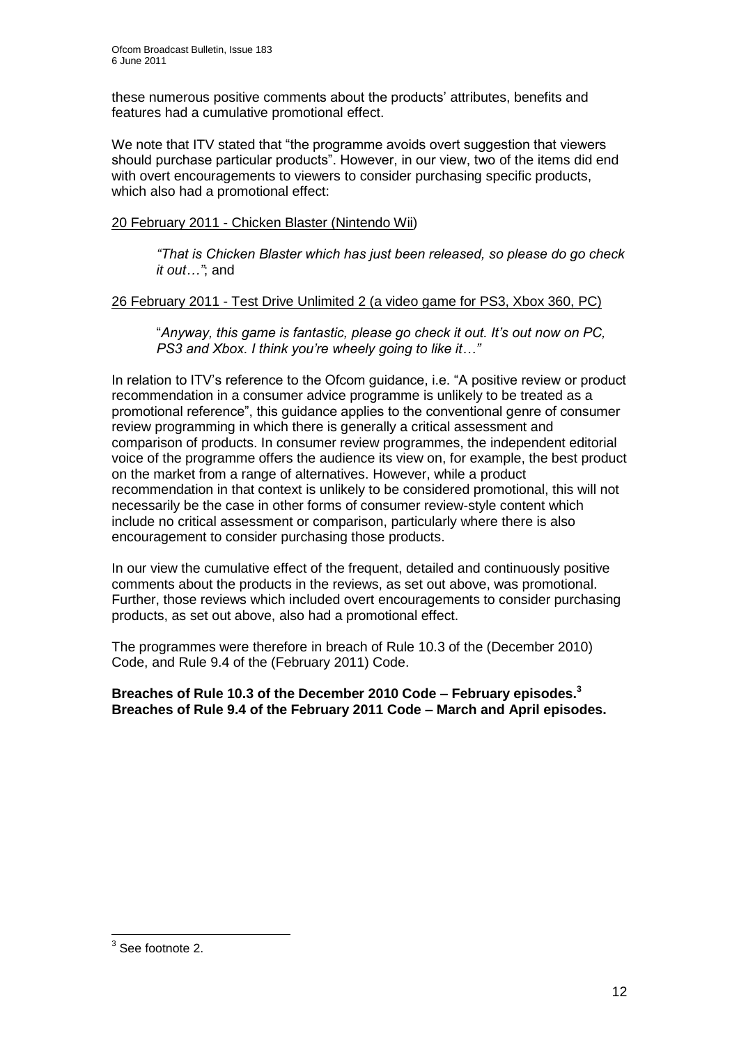these numerous positive comments about the products' attributes, benefits and features had a cumulative promotional effect.

We note that ITV stated that "the programme avoids overt suggestion that viewers should purchase particular products". However, in our view, two of the items did end with overt encouragements to viewers to consider purchasing specific products, which also had a promotional effect:

<u>20 February 2011 - Chicken Blaster (Nintendo Wii)</u>

> *"That is Chicken Blaster which has just been released, so please do go check it out…"*; and

<u>26 February 2011 - Test Drive Unlimited 2 (a video game for PS3, Xbox 360, PC)</u>

> "*Anyway, this game is fantastic, please go check it out. It's out now on PC, PS3 and Xbox. I think you're wheely going to like it…"*

In relation to ITV's reference to the Ofcom guidance, i.e. "A positive review or product recommendation in a consumer advice programme is unlikely to be treated as a promotional reference", this guidance applies to the conventional genre of consumer review programming in which there is generally a critical assessment and comparison of products. In consumer review programmes, the independent editorial voice of the programme offers the audience its view on, for example, the best product on the market from a range of alternatives. However, while a product recommendation in that context is unlikely to be considered promotional, this will not necessarily be the case in other forms of consumer review-style content which include no critical assessment or comparison, particularly where there is also encouragement to consider purchasing those products.

In our view the cumulative effect of the frequent, detailed and continuously positive comments about the products in the reviews, as set out above, was promotional. Further, those reviews which included overt encouragements to consider purchasing products, as set out above, also had a promotional effect.

The programmes were therefore in breach of Rule 10.3 of the (December 2010) Code, and Rule 9.4 of the (February 2011) Code.

**Breaches of Rule 10.3 of the December 2010 Code – February episodes.[3]**
**Breaches of Rule 9.4 of the February 2011 Code – March and April episodes.**

---

[3] See footnote 2.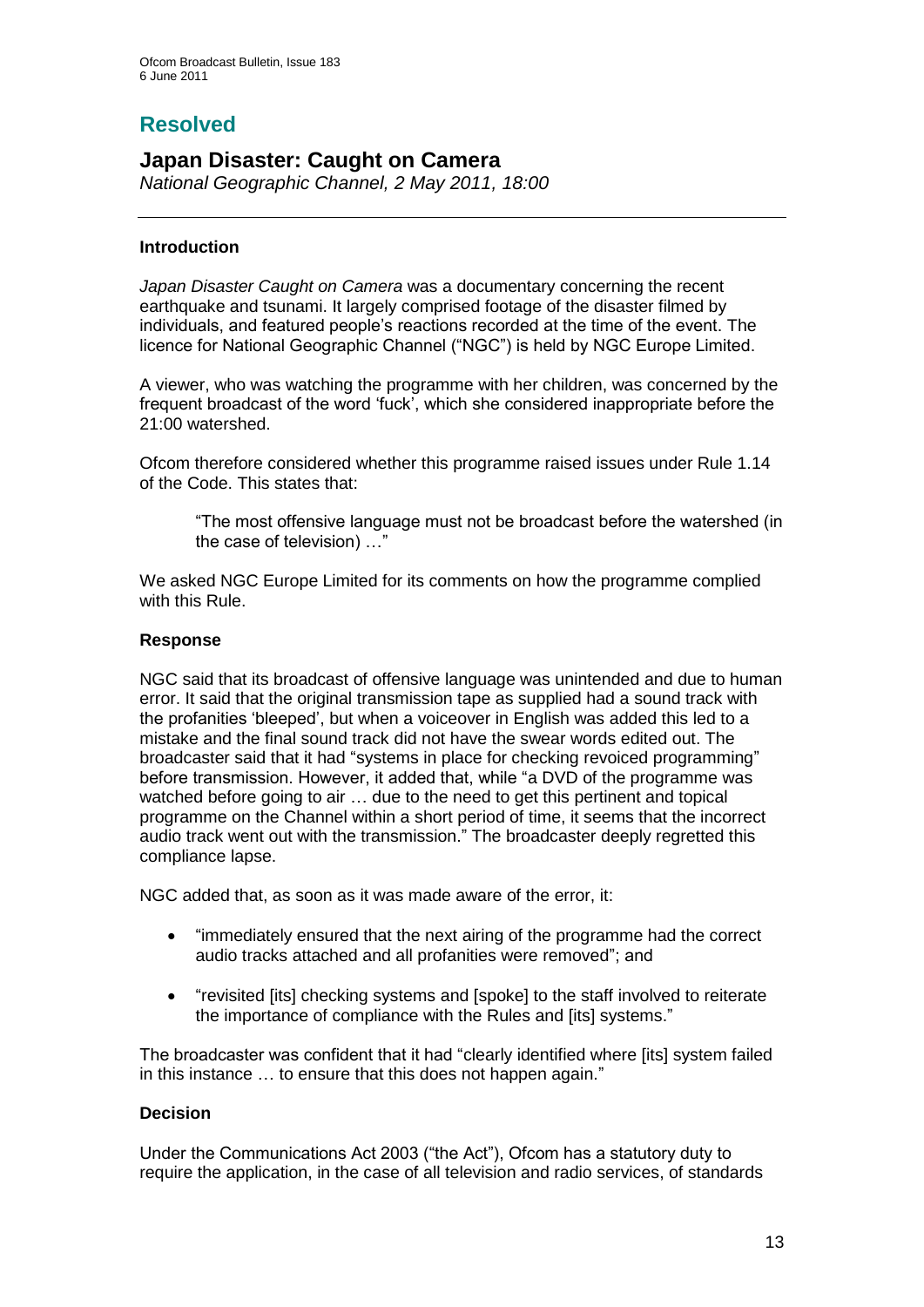# Resolved

## Japan Disaster: Caught on Camera

*National Geographic Channel, 2 May 2011, 18:00*

### Introduction

*Japan Disaster Caught on Camera* was a documentary concerning the recent earthquake and tsunami. It largely comprised footage of the disaster filmed by individuals, and featured people's reactions recorded at the time of the event. The licence for National Geographic Channel ("NGC") is held by NGC Europe Limited.

A viewer, who was watching the programme with her children, was concerned by the frequent broadcast of the word 'fuck', which she considered inappropriate before the 21:00 watershed.

Ofcom therefore considered whether this programme raised issues under Rule 1.14 of the Code. This states that:

> "The most offensive language must not be broadcast before the watershed (in the case of television) …"

We asked NGC Europe Limited for its comments on how the programme complied with this Rule.

### Response

NGC said that its broadcast of offensive language was unintended and due to human error. It said that the original transmission tape as supplied had a sound track with the profanities 'bleeped', but when a voiceover in English was added this led to a mistake and the final sound track did not have the swear words edited out. The broadcaster said that it had "systems in place for checking revoiced programming" before transmission. However, it added that, while "a DVD of the programme was watched before going to air … due to the need to get this pertinent and topical programme on the Channel within a short period of time, it seems that the incorrect audio track went out with the transmission." The broadcaster deeply regretted this compliance lapse.

NGC added that, as soon as it was made aware of the error, it:

- "immediately ensured that the next airing of the programme had the correct audio tracks attached and all profanities were removed"; and
- "revisited [its] checking systems and [spoke] to the staff involved to reiterate the importance of compliance with the Rules and [its] systems."

The broadcaster was confident that it had "clearly identified where [its] system failed in this instance … to ensure that this does not happen again."

### Decision

Under the Communications Act 2003 ("the Act"), Ofcom has a statutory duty to require the application, in the case of all television and radio services, of standards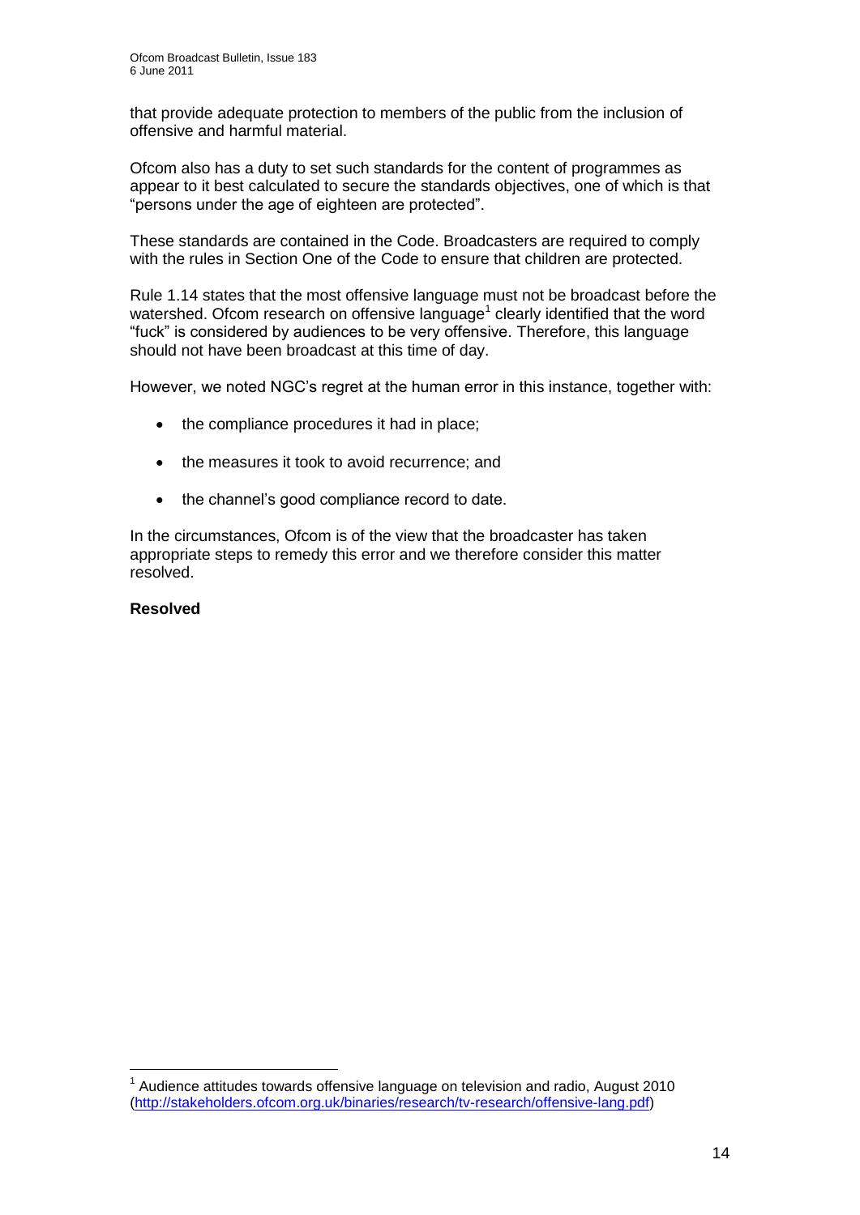that provide adequate protection to members of the public from the inclusion of offensive and harmful material.

Ofcom also has a duty to set such standards for the content of programmes as appear to it best calculated to secure the standards objectives, one of which is that "persons under the age of eighteen are protected".

These standards are contained in the Code. Broadcasters are required to comply with the rules in Section One of the Code to ensure that children are protected.

Rule 1.14 states that the most offensive language must not be broadcast before the watershed. Ofcom research on offensive language[1] clearly identified that the word "fuck" is considered by audiences to be very offensive. Therefore, this language should not have been broadcast at this time of day.

However, we noted NGC's regret at the human error in this instance, together with:

- the compliance procedures it had in place;
- the measures it took to avoid recurrence; and
- the channel's good compliance record to date.

In the circumstances, Ofcom is of the view that the broadcaster has taken appropriate steps to remedy this error and we therefore consider this matter resolved.

**Resolved**

---

[1] Audience attitudes towards offensive language on television and radio, August 2010 (http://stakeholders.ofcom.org.uk/binaries/research/tv-research/offensive-lang.pdf)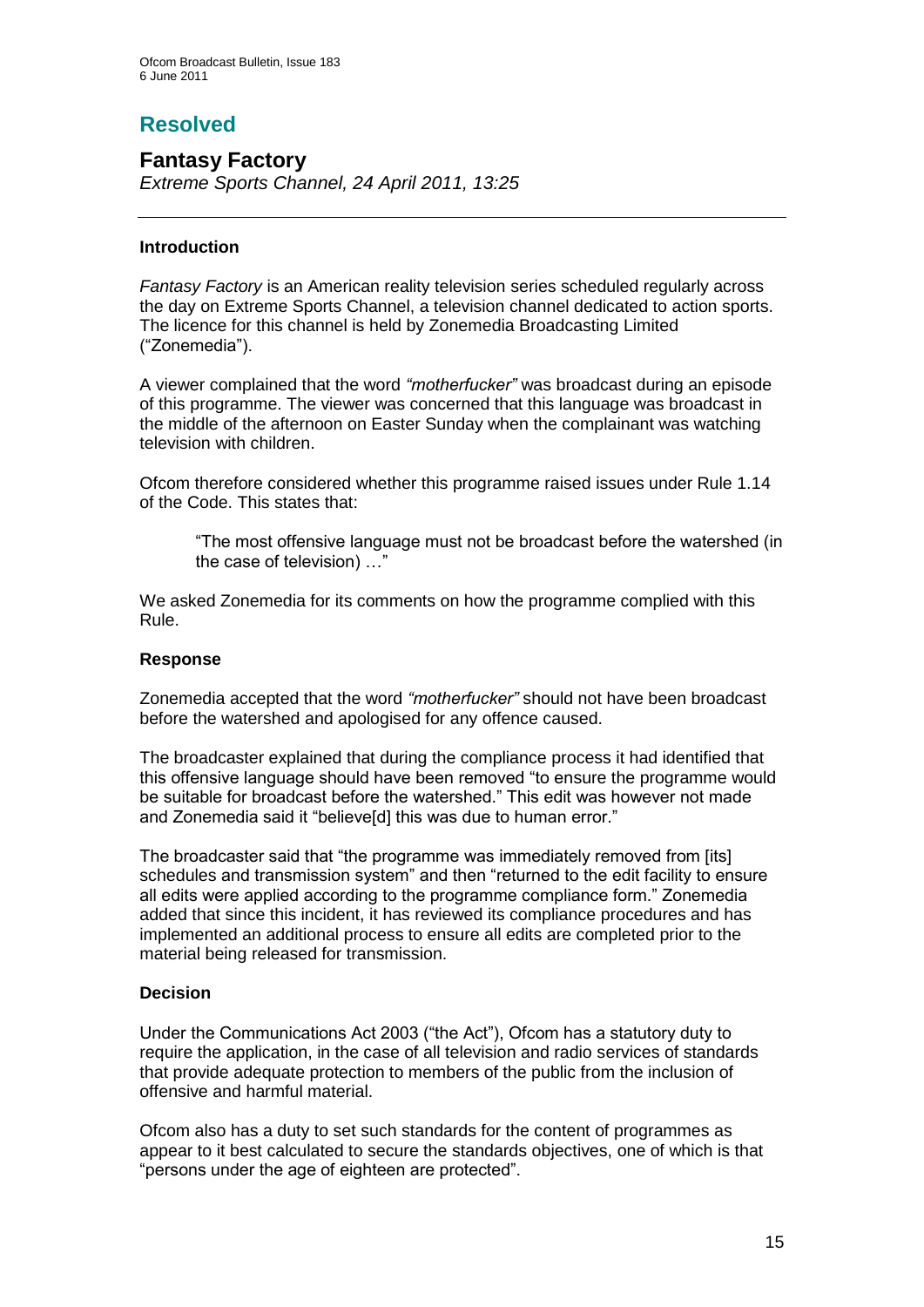# Resolved

## Fantasy Factory

*Extreme Sports Channel, 24 April 2011, 13:25*

---

### Introduction

*Fantasy Factory* is an American reality television series scheduled regularly across the day on Extreme Sports Channel, a television channel dedicated to action sports. The licence for this channel is held by Zonemedia Broadcasting Limited ("Zonemedia").

A viewer complained that the word *"motherfucker"* was broadcast during an episode of this programme. The viewer was concerned that this language was broadcast in the middle of the afternoon on Easter Sunday when the complainant was watching television with children.

Ofcom therefore considered whether this programme raised issues under Rule 1.14 of the Code. This states that:

> "The most offensive language must not be broadcast before the watershed (in the case of television) …"

We asked Zonemedia for its comments on how the programme complied with this Rule.

### Response

Zonemedia accepted that the word *"motherfucker"* should not have been broadcast before the watershed and apologised for any offence caused.

The broadcaster explained that during the compliance process it had identified that this offensive language should have been removed "to ensure the programme would be suitable for broadcast before the watershed." This edit was however not made and Zonemedia said it "believe[d] this was due to human error."

The broadcaster said that "the programme was immediately removed from [its] schedules and transmission system" and then "returned to the edit facility to ensure all edits were applied according to the programme compliance form." Zonemedia added that since this incident, it has reviewed its compliance procedures and has implemented an additional process to ensure all edits are completed prior to the material being released for transmission.

### Decision

Under the Communications Act 2003 ("the Act"), Ofcom has a statutory duty to require the application, in the case of all television and radio services of standards that provide adequate protection to members of the public from the inclusion of offensive and harmful material.

Ofcom also has a duty to set such standards for the content of programmes as appear to it best calculated to secure the standards objectives, one of which is that "persons under the age of eighteen are protected".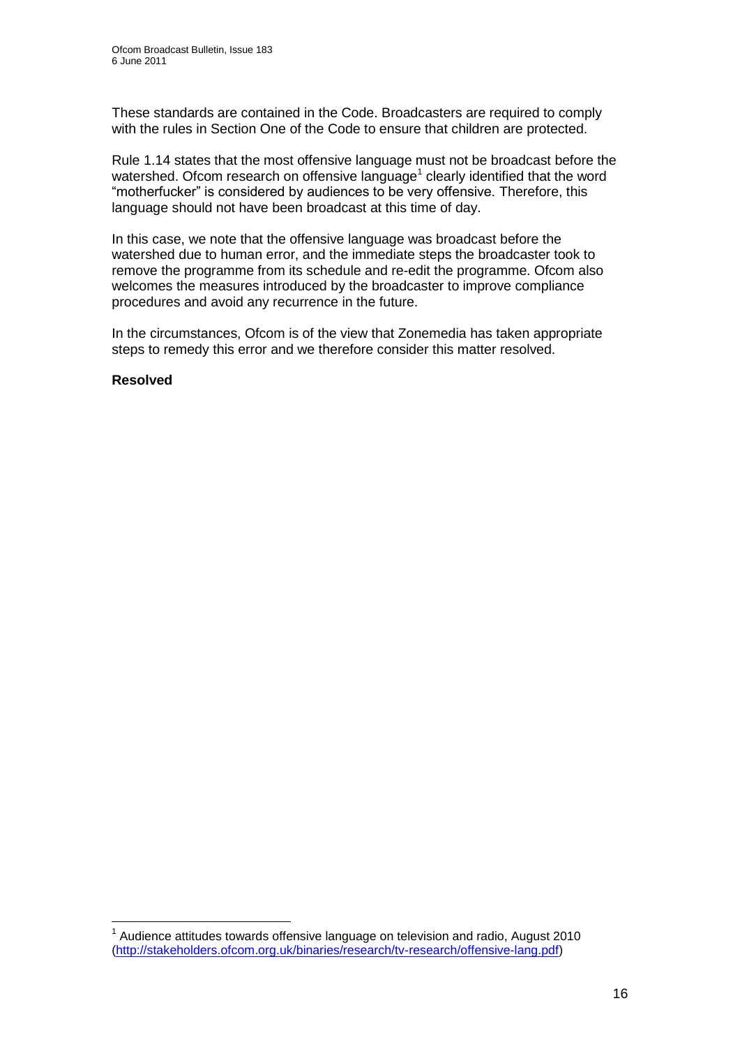These standards are contained in the Code. Broadcasters are required to comply with the rules in Section One of the Code to ensure that children are protected.

Rule 1.14 states that the most offensive language must not be broadcast before the watershed. Ofcom research on offensive language[1] clearly identified that the word "motherfucker" is considered by audiences to be very offensive. Therefore, this language should not have been broadcast at this time of day.

In this case, we note that the offensive language was broadcast before the watershed due to human error, and the immediate steps the broadcaster took to remove the programme from its schedule and re-edit the programme. Ofcom also welcomes the measures introduced by the broadcaster to improve compliance procedures and avoid any recurrence in the future.

In the circumstances, Ofcom is of the view that Zonemedia has taken appropriate steps to remedy this error and we therefore consider this matter resolved.

**Resolved**

[1] Audience attitudes towards offensive language on television and radio, August 2010 (http://stakeholders.ofcom.org.uk/binaries/research/tv-research/offensive-lang.pdf)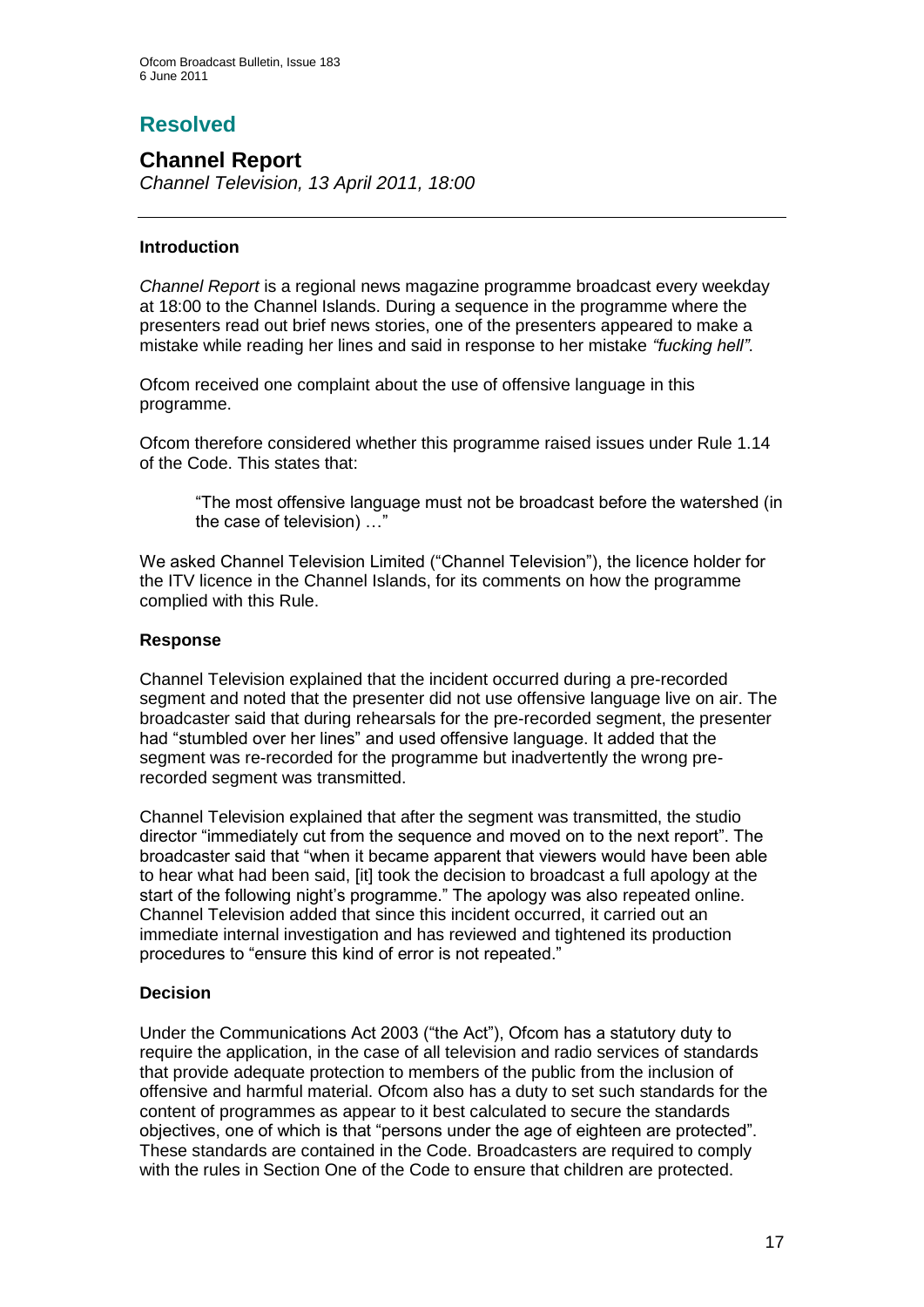## Resolved

### Channel Report

*Channel Television, 13 April 2011, 18:00*

---

#### Introduction

*Channel Report* is a regional news magazine programme broadcast every weekday at 18:00 to the Channel Islands. During a sequence in the programme where the presenters read out brief news stories, one of the presenters appeared to make a mistake while reading her lines and said in response to her mistake *"fucking hell"*.

Ofcom received one complaint about the use of offensive language in this programme.

Ofcom therefore considered whether this programme raised issues under Rule 1.14 of the Code. This states that:

> "The most offensive language must not be broadcast before the watershed (in the case of television) …"

We asked Channel Television Limited ("Channel Television"), the licence holder for the ITV licence in the Channel Islands, for its comments on how the programme complied with this Rule.

#### Response

Channel Television explained that the incident occurred during a pre-recorded segment and noted that the presenter did not use offensive language live on air. The broadcaster said that during rehearsals for the pre-recorded segment, the presenter had "stumbled over her lines" and used offensive language. It added that the segment was re-recorded for the programme but inadvertently the wrong pre-recorded segment was transmitted.

Channel Television explained that after the segment was transmitted, the studio director "immediately cut from the sequence and moved on to the next report". The broadcaster said that "when it became apparent that viewers would have been able to hear what had been said, [it] took the decision to broadcast a full apology at the start of the following night's programme." The apology was also repeated online. Channel Television added that since this incident occurred, it carried out an immediate internal investigation and has reviewed and tightened its production procedures to "ensure this kind of error is not repeated."

#### Decision

Under the Communications Act 2003 ("the Act"), Ofcom has a statutory duty to require the application, in the case of all television and radio services of standards that provide adequate protection to members of the public from the inclusion of offensive and harmful material. Ofcom also has a duty to set such standards for the content of programmes as appear to it best calculated to secure the standards objectives, one of which is that "persons under the age of eighteen are protected". These standards are contained in the Code. Broadcasters are required to comply with the rules in Section One of the Code to ensure that children are protected.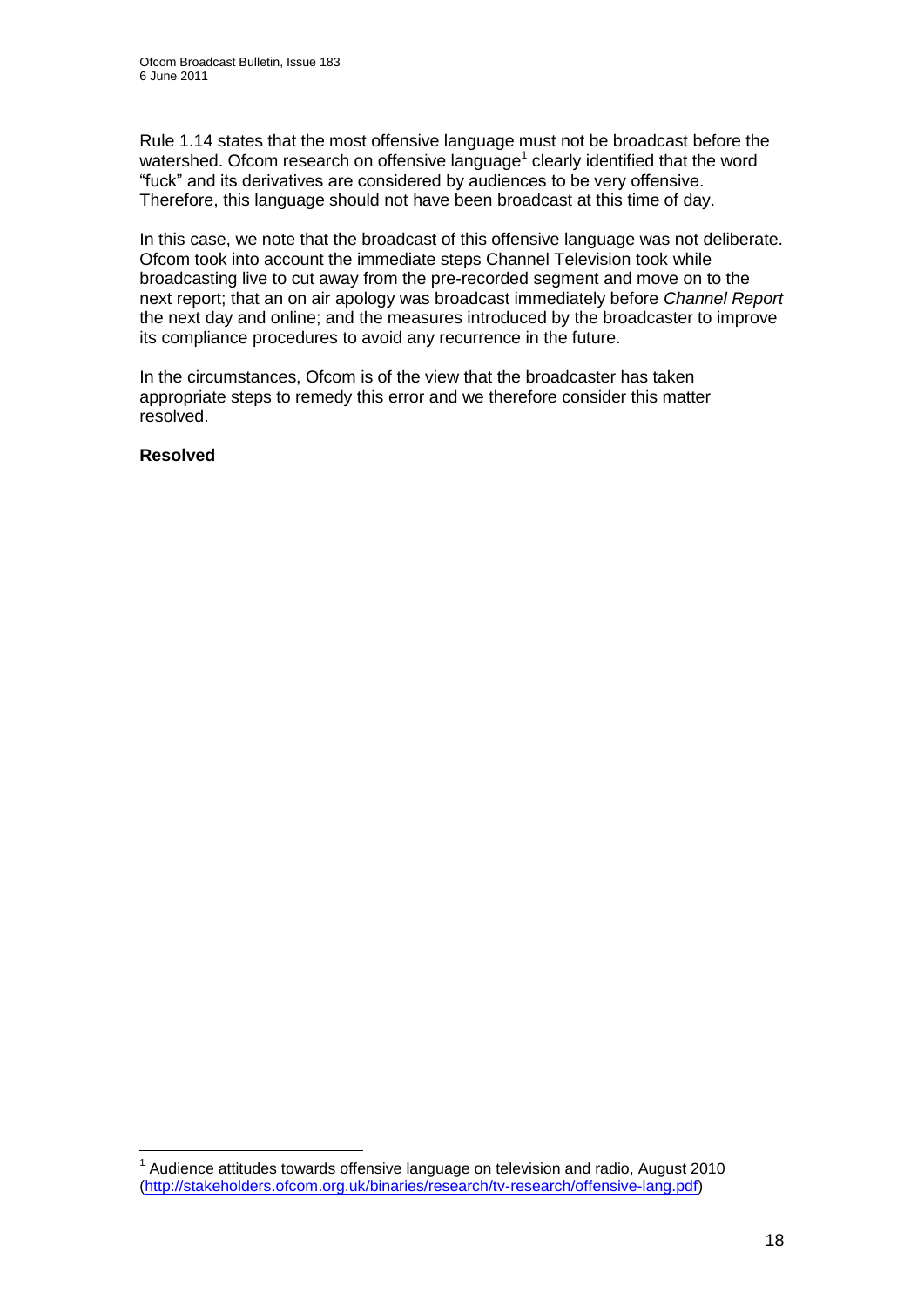Rule 1.14 states that the most offensive language must not be broadcast before the watershed. Ofcom research on offensive language[1] clearly identified that the word "fuck" and its derivatives are considered by audiences to be very offensive. Therefore, this language should not have been broadcast at this time of day.

In this case, we note that the broadcast of this offensive language was not deliberate. Ofcom took into account the immediate steps Channel Television took while broadcasting live to cut away from the pre-recorded segment and move on to the next report; that an on air apology was broadcast immediately before *Channel Report* the next day and online; and the measures introduced by the broadcaster to improve its compliance procedures to avoid any recurrence in the future.

In the circumstances, Ofcom is of the view that the broadcaster has taken appropriate steps to remedy this error and we therefore consider this matter resolved.

**Resolved**

---

[1] Audience attitudes towards offensive language on television and radio, August 2010 (http://stakeholders.ofcom.org.uk/binaries/research/tv-research/offensive-lang.pdf)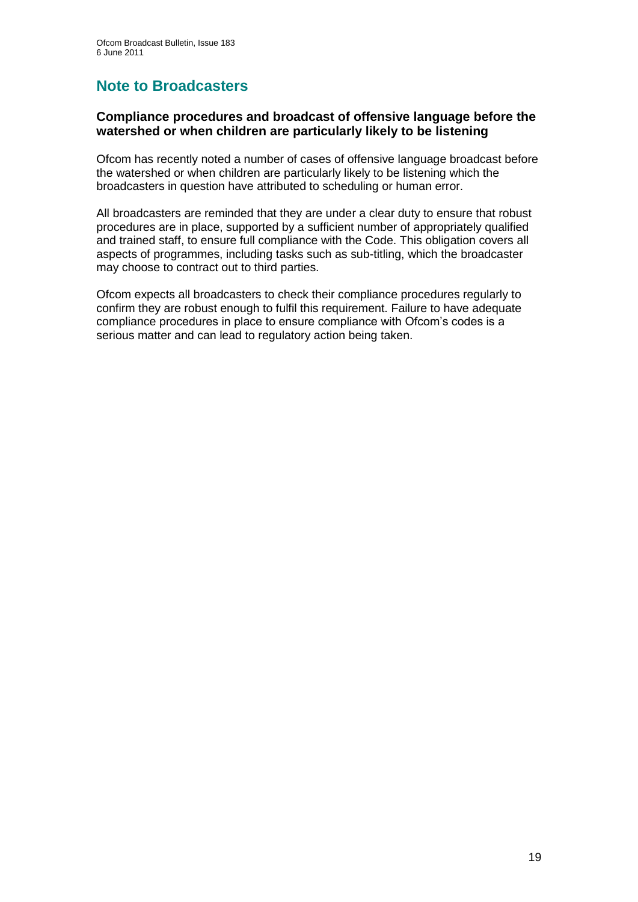# Note to Broadcasters

### Compliance procedures and broadcast of offensive language before the watershed or when children are particularly likely to be listening

Ofcom has recently noted a number of cases of offensive language broadcast before the watershed or when children are particularly likely to be listening which the broadcasters in question have attributed to scheduling or human error.

All broadcasters are reminded that they are under a clear duty to ensure that robust procedures are in place, supported by a sufficient number of appropriately qualified and trained staff, to ensure full compliance with the Code. This obligation covers all aspects of programmes, including tasks such as sub-titling, which the broadcaster may choose to contract out to third parties.

Ofcom expects all broadcasters to check their compliance procedures regularly to confirm they are robust enough to fulfil this requirement. Failure to have adequate compliance procedures in place to ensure compliance with Ofcom's codes is a serious matter and can lead to regulatory action being taken.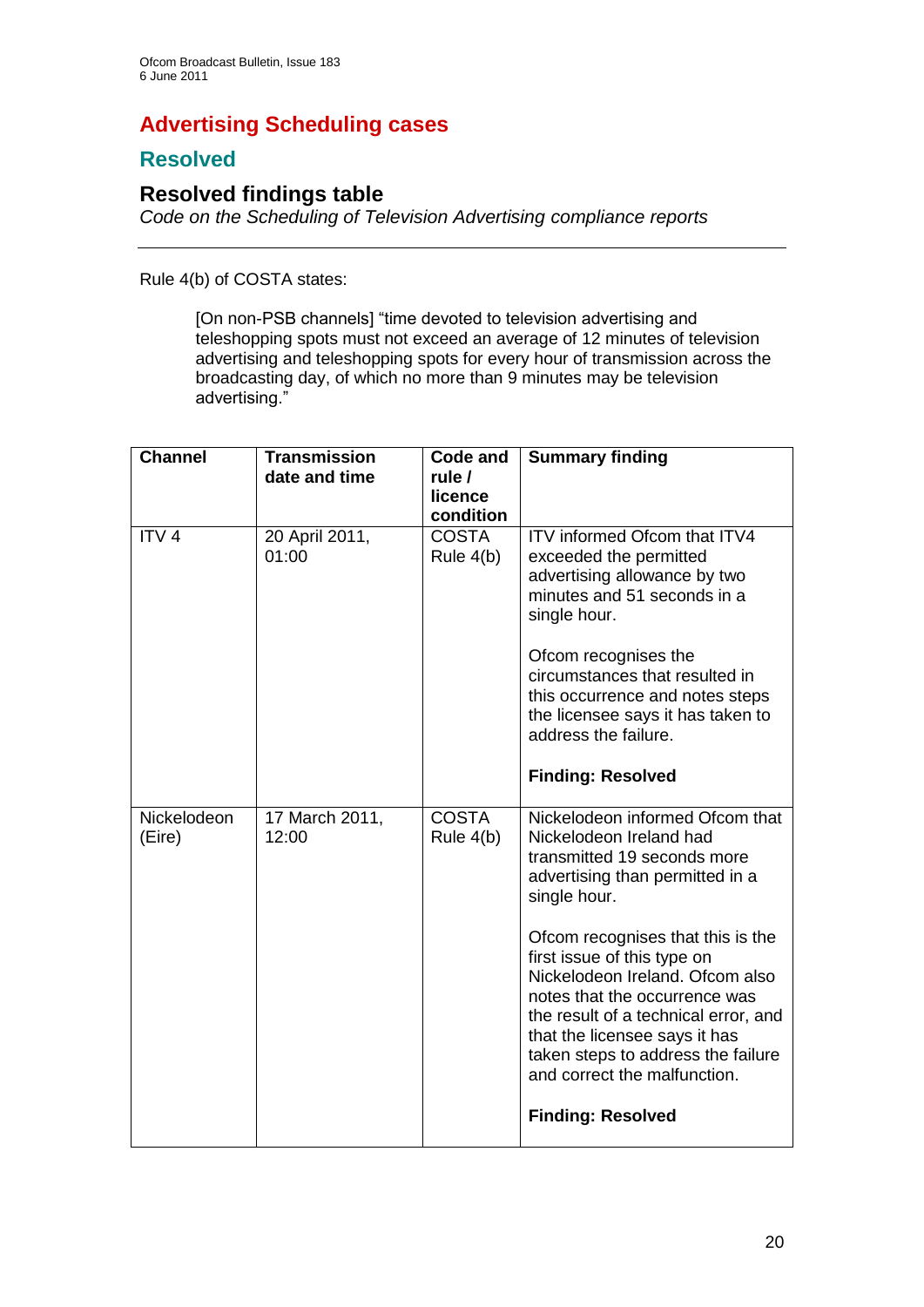# Advertising Scheduling cases

## Resolved

### Resolved findings table

*Code on the Scheduling of Television Advertising compliance reports*

---

Rule 4(b) of COSTA states:

> [On non-PSB channels] "time devoted to television advertising and teleshopping spots must not exceed an average of 12 minutes of television advertising and teleshopping spots for every hour of transmission across the broadcasting day, of which no more than 9 minutes may be television advertising."

| Channel | Transmission date and time | Code and rule / licence condition | Summary finding |
|---|---|---|---|
| ITV 4 | 20 April 2011, 01:00 | COSTA Rule 4(b) | ITV informed Ofcom that ITV4 exceeded the permitted advertising allowance by two minutes and 51 seconds in a single hour.<br><br>Ofcom recognises the circumstances that resulted in this occurrence and notes steps the licensee says it has taken to address the failure.<br><br>**Finding: Resolved** |
| Nickelodeon (Eire) | 17 March 2011, 12:00 | COSTA Rule 4(b) | Nickelodeon informed Ofcom that Nickelodeon Ireland had transmitted 19 seconds more advertising than permitted in a single hour.<br><br>Ofcom recognises that this is the first issue of this type on Nickelodeon Ireland. Ofcom also notes that the occurrence was the result of a technical error, and that the licensee says it has taken steps to address the failure and correct the malfunction.<br><br>**Finding: Resolved** |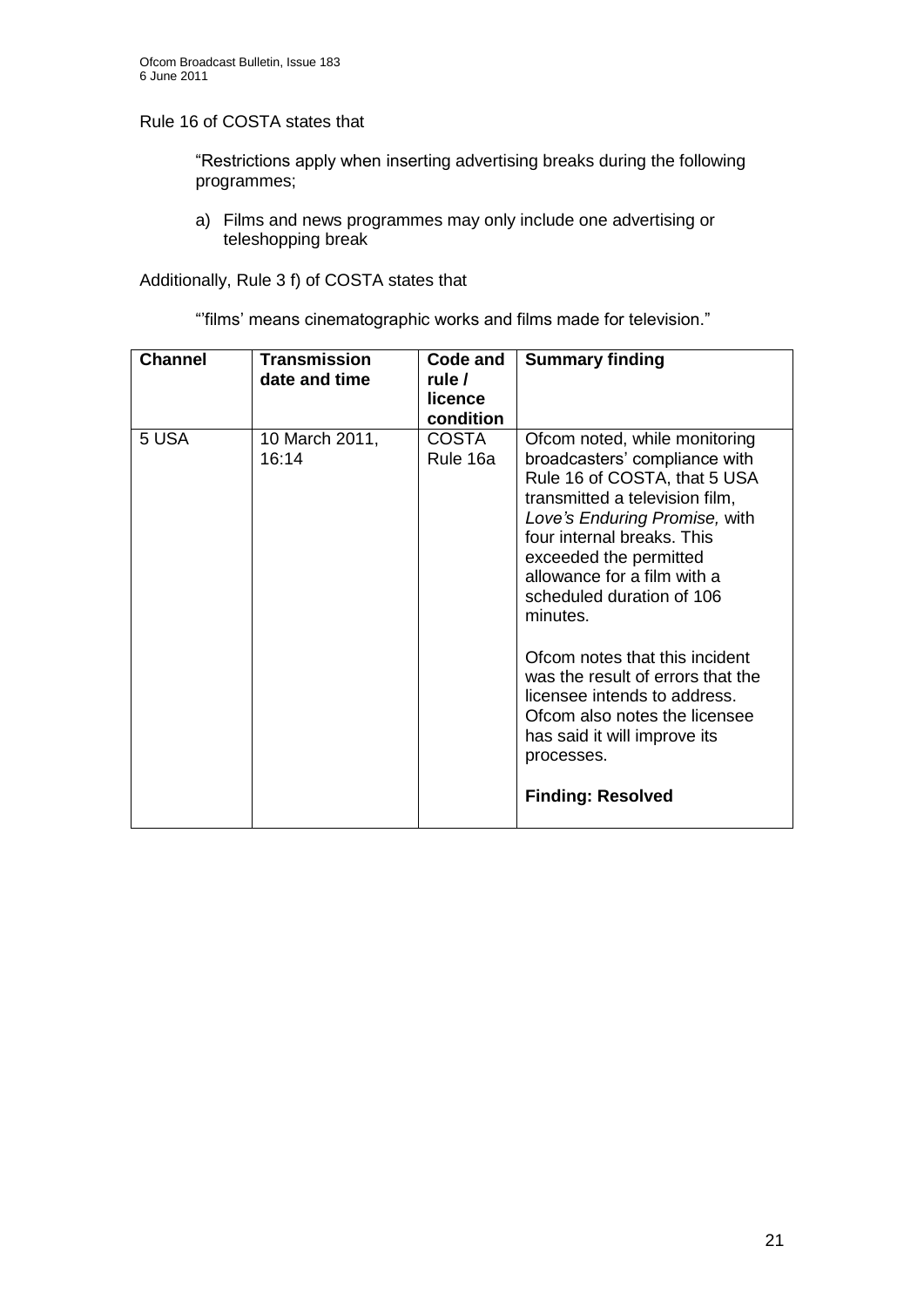Rule 16 of COSTA states that

> "Restrictions apply when inserting advertising breaks during the following programmes;
>
> a) Films and news programmes may only include one advertising or teleshopping break

Additionally, Rule 3 f) of COSTA states that

> "'films' means cinematographic works and films made for television."

| Channel | Transmission date and time | Code and rule / licence condition | Summary finding |
|---|---|---|---|
| 5 USA | 10 March 2011, 16:14 | COSTA Rule 16a | Ofcom noted, while monitoring broadcasters' compliance with Rule 16 of COSTA, that 5 USA transmitted a television film, *Love's Enduring Promise,* with four internal breaks. This exceeded the permitted allowance for a film with a scheduled duration of 106 minutes.<br><br>Ofcom notes that this incident was the result of errors that the licensee intends to address. Ofcom also notes the licensee has said it will improve its processes.<br><br>**Finding: Resolved** |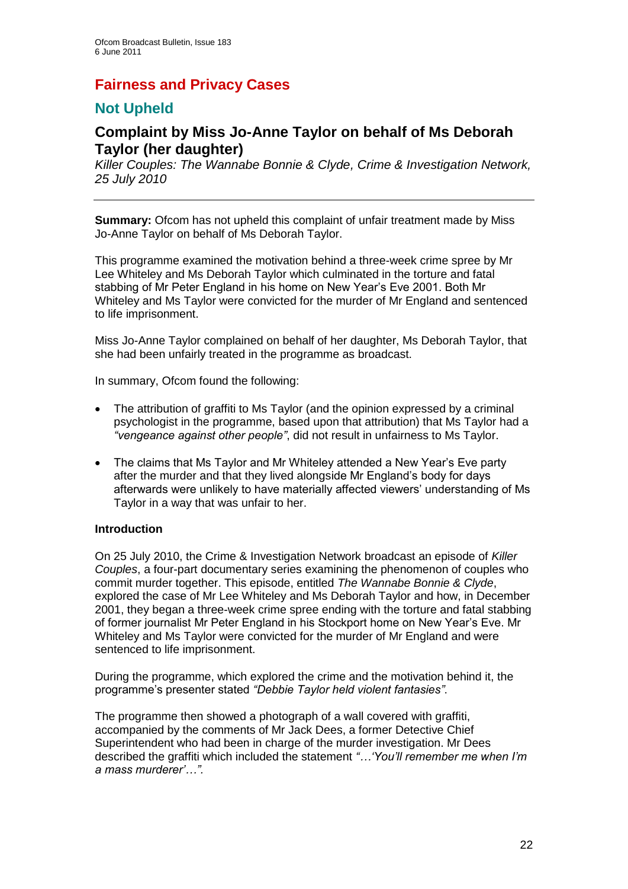## Fairness and Privacy Cases

### Not Upheld

### Complaint by Miss Jo-Anne Taylor on behalf of Ms Deborah Taylor (her daughter)

*Killer Couples: The Wannabe Bonnie & Clyde, Crime & Investigation Network, 25 July 2010*

---

**Summary:** Ofcom has not upheld this complaint of unfair treatment made by Miss Jo-Anne Taylor on behalf of Ms Deborah Taylor.

This programme examined the motivation behind a three-week crime spree by Mr Lee Whiteley and Ms Deborah Taylor which culminated in the torture and fatal stabbing of Mr Peter England in his home on New Year's Eve 2001. Both Mr Whiteley and Ms Taylor were convicted for the murder of Mr England and sentenced to life imprisonment.

Miss Jo-Anne Taylor complained on behalf of her daughter, Ms Deborah Taylor, that she had been unfairly treated in the programme as broadcast.

In summary, Ofcom found the following:

- The attribution of graffiti to Ms Taylor (and the opinion expressed by a criminal psychologist in the programme, based upon that attribution) that Ms Taylor had a *"vengeance against other people"*, did not result in unfairness to Ms Taylor.
- The claims that Ms Taylor and Mr Whiteley attended a New Year's Eve party after the murder and that they lived alongside Mr England's body for days afterwards were unlikely to have materially affected viewers' understanding of Ms Taylor in a way that was unfair to her.

**Introduction**

On 25 July 2010, the Crime & Investigation Network broadcast an episode of *Killer Couples*, a four-part documentary series examining the phenomenon of couples who commit murder together. This episode, entitled *The Wannabe Bonnie & Clyde*, explored the case of Mr Lee Whiteley and Ms Deborah Taylor and how, in December 2001, they began a three-week crime spree ending with the torture and fatal stabbing of former journalist Mr Peter England in his Stockport home on New Year's Eve. Mr Whiteley and Ms Taylor were convicted for the murder of Mr England and were sentenced to life imprisonment.

During the programme, which explored the crime and the motivation behind it, the programme's presenter stated *"Debbie Taylor held violent fantasies"*.

The programme then showed a photograph of a wall covered with graffiti, accompanied by the comments of Mr Jack Dees, a former Detective Chief Superintendent who had been in charge of the murder investigation. Mr Dees described the graffiti which included the statement *"…'You'll remember me when I'm a mass murderer'…"*.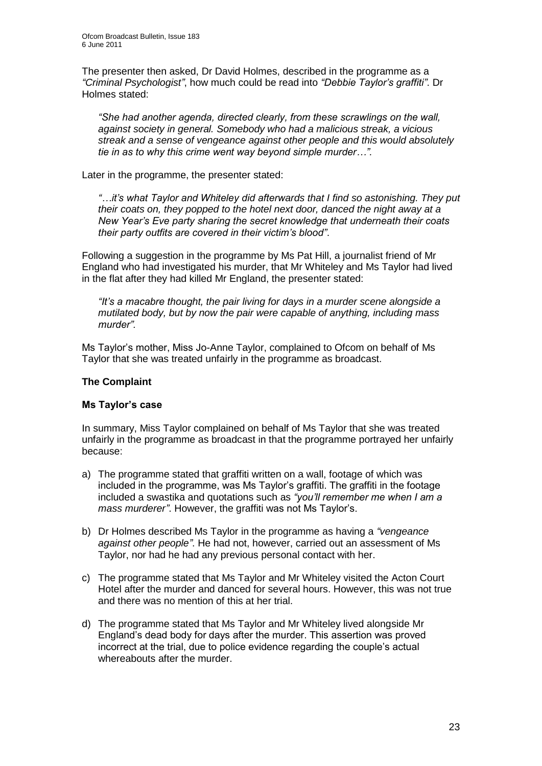The presenter then asked, Dr David Holmes, described in the programme as a *"Criminal Psychologist"*, how much could be read into *"Debbie Taylor's graffiti"*. Dr Holmes stated:

> *"She had another agenda, directed clearly, from these scrawlings on the wall, against society in general. Somebody who had a malicious streak, a vicious streak and a sense of vengeance against other people and this would absolutely tie in as to why this crime went way beyond simple murder…".*

Later in the programme, the presenter stated:

> *"…it's what Taylor and Whiteley did afterwards that I find so astonishing. They put their coats on, they popped to the hotel next door, danced the night away at a New Year's Eve party sharing the secret knowledge that underneath their coats their party outfits are covered in their victim's blood".*

Following a suggestion in the programme by Ms Pat Hill, a journalist friend of Mr England who had investigated his murder, that Mr Whiteley and Ms Taylor had lived in the flat after they had killed Mr England, the presenter stated:

> *"It's a macabre thought, the pair living for days in a murder scene alongside a mutilated body, but by now the pair were capable of anything, including mass murder".*

Ms Taylor's mother, Miss Jo-Anne Taylor, complained to Ofcom on behalf of Ms Taylor that she was treated unfairly in the programme as broadcast.

## The Complaint

### Ms Taylor's case

In summary, Miss Taylor complained on behalf of Ms Taylor that she was treated unfairly in the programme as broadcast in that the programme portrayed her unfairly because:

a) The programme stated that graffiti written on a wall, footage of which was included in the programme, was Ms Taylor's graffiti. The graffiti in the footage included a swastika and quotations such as *"you'll remember me when I am a mass murderer"*. However, the graffiti was not Ms Taylor's.

b) Dr Holmes described Ms Taylor in the programme as having a *"vengeance against other people"*. He had not, however, carried out an assessment of Ms Taylor, nor had he had any previous personal contact with her.

c) The programme stated that Ms Taylor and Mr Whiteley visited the Acton Court Hotel after the murder and danced for several hours. However, this was not true and there was no mention of this at her trial.

d) The programme stated that Ms Taylor and Mr Whiteley lived alongside Mr England's dead body for days after the murder. This assertion was proved incorrect at the trial, due to police evidence regarding the couple's actual whereabouts after the murder.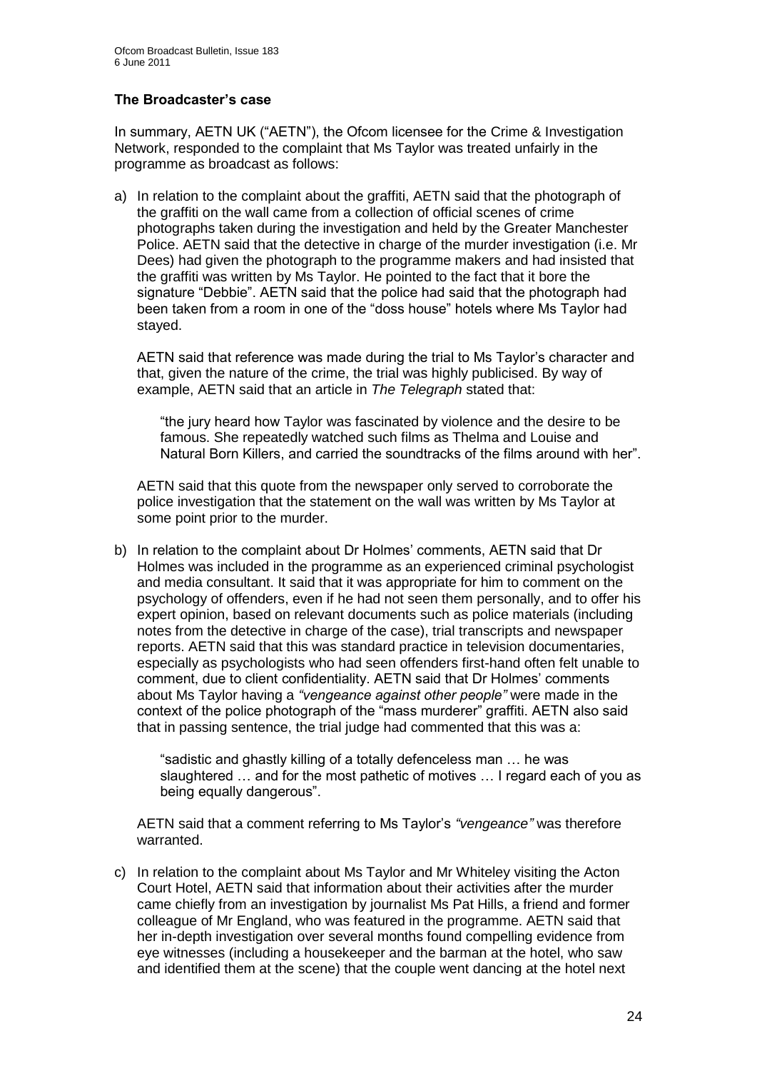### The Broadcaster's case

In summary, AETN UK ("AETN"), the Ofcom licensee for the Crime & Investigation Network, responded to the complaint that Ms Taylor was treated unfairly in the programme as broadcast as follows:

a) In relation to the complaint about the graffiti, AETN said that the photograph of the graffiti on the wall came from a collection of official scenes of crime photographs taken during the investigation and held by the Greater Manchester Police. AETN said that the detective in charge of the murder investigation (i.e. Mr Dees) had given the photograph to the programme makers and had insisted that the graffiti was written by Ms Taylor. He pointed to the fact that it bore the signature "Debbie". AETN said that the police had said that the photograph had been taken from a room in one of the "doss house" hotels where Ms Taylor had stayed.

   AETN said that reference was made during the trial to Ms Taylor's character and that, given the nature of the crime, the trial was highly publicised. By way of example, AETN said that an article in *The Telegraph* stated that:

   > "the jury heard how Taylor was fascinated by violence and the desire to be famous. She repeatedly watched such films as Thelma and Louise and Natural Born Killers, and carried the soundtracks of the films around with her".

   AETN said that this quote from the newspaper only served to corroborate the police investigation that the statement on the wall was written by Ms Taylor at some point prior to the murder.

b) In relation to the complaint about Dr Holmes' comments, AETN said that Dr Holmes was included in the programme as an experienced criminal psychologist and media consultant. It said that it was appropriate for him to comment on the psychology of offenders, even if he had not seen them personally, and to offer his expert opinion, based on relevant documents such as police materials (including notes from the detective in charge of the case), trial transcripts and newspaper reports. AETN said that this was standard practice in television documentaries, especially as psychologists who had seen offenders first-hand often felt unable to comment, due to client confidentiality. AETN said that Dr Holmes' comments about Ms Taylor having a *"vengeance against other people"* were made in the context of the police photograph of the "mass murderer" graffiti. AETN also said that in passing sentence, the trial judge had commented that this was a:

   > "sadistic and ghastly killing of a totally defenceless man … he was slaughtered … and for the most pathetic of motives … I regard each of you as being equally dangerous".

   AETN said that a comment referring to Ms Taylor's *"vengeance"* was therefore warranted.

c) In relation to the complaint about Ms Taylor and Mr Whiteley visiting the Acton Court Hotel, AETN said that information about their activities after the murder came chiefly from an investigation by journalist Ms Pat Hills, a friend and former colleague of Mr England, who was featured in the programme. AETN said that her in-depth investigation over several months found compelling evidence from eye witnesses (including a housekeeper and the barman at the hotel, who saw and identified them at the scene) that the couple went dancing at the hotel next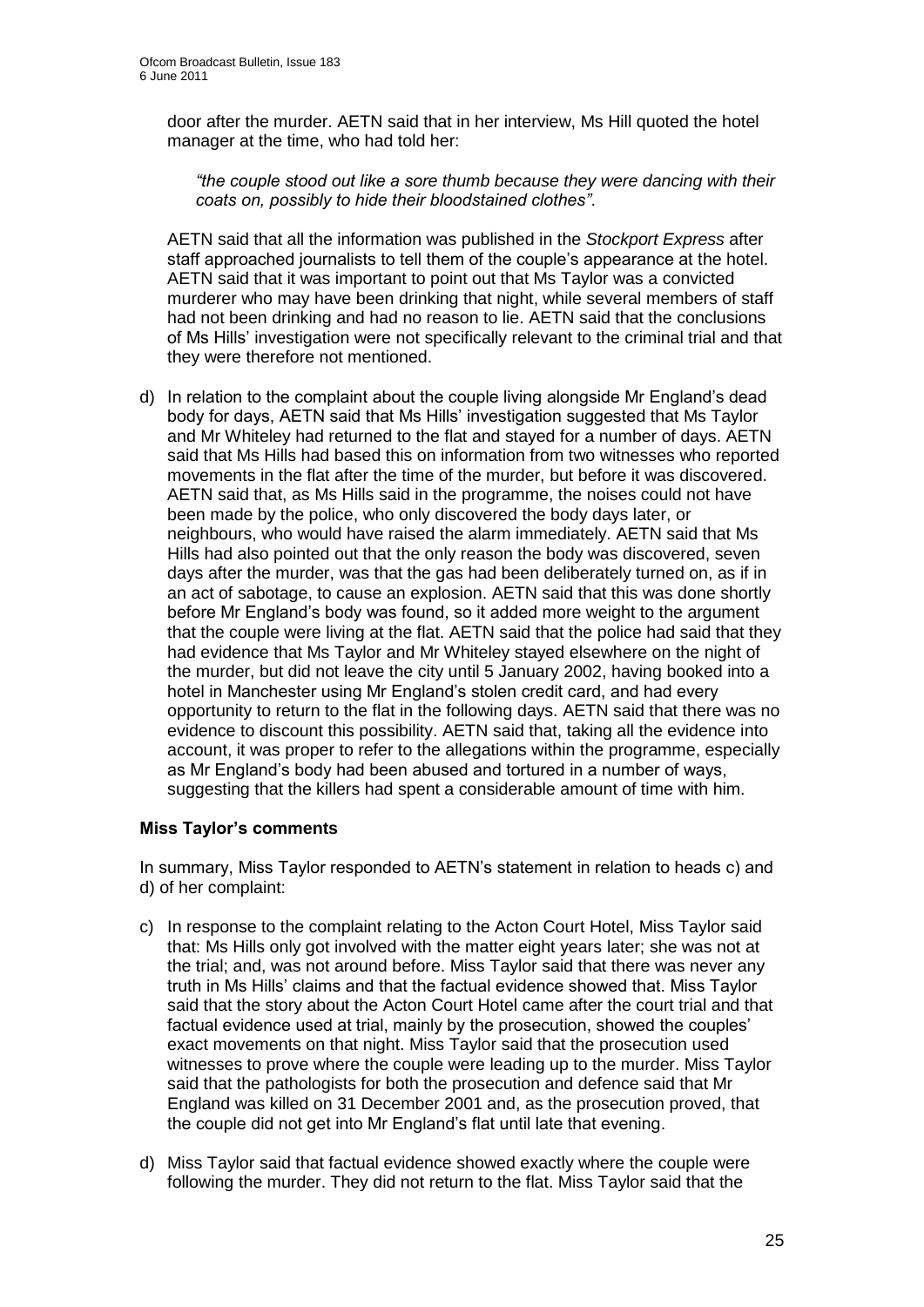door after the murder. AETN said that in her interview, Ms Hill quoted the hotel manager at the time, who had told her:

> *"the couple stood out like a sore thumb because they were dancing with their coats on, possibly to hide their bloodstained clothes"*.

AETN said that all the information was published in the *Stockport Express* after staff approached journalists to tell them of the couple's appearance at the hotel. AETN said that it was important to point out that Ms Taylor was a convicted murderer who may have been drinking that night, while several members of staff had not been drinking and had no reason to lie. AETN said that the conclusions of Ms Hills' investigation were not specifically relevant to the criminal trial and that they were therefore not mentioned.

d) In relation to the complaint about the couple living alongside Mr England's dead body for days, AETN said that Ms Hills' investigation suggested that Ms Taylor and Mr Whiteley had returned to the flat and stayed for a number of days. AETN said that Ms Hills had based this on information from two witnesses who reported movements in the flat after the time of the murder, but before it was discovered. AETN said that, as Ms Hills said in the programme, the noises could not have been made by the police, who only discovered the body days later, or neighbours, who would have raised the alarm immediately. AETN said that Ms Hills had also pointed out that the only reason the body was discovered, seven days after the murder, was that the gas had been deliberately turned on, as if in an act of sabotage, to cause an explosion. AETN said that this was done shortly before Mr England's body was found, so it added more weight to the argument that the couple were living at the flat. AETN said that the police had said that they had evidence that Ms Taylor and Mr Whiteley stayed elsewhere on the night of the murder, but did not leave the city until 5 January 2002, having booked into a hotel in Manchester using Mr England's stolen credit card, and had every opportunity to return to the flat in the following days. AETN said that there was no evidence to discount this possibility. AETN said that, taking all the evidence into account, it was proper to refer to the allegations within the programme, especially as Mr England's body had been abused and tortured in a number of ways, suggesting that the killers had spent a considerable amount of time with him.

**Miss Taylor's comments**

In summary, Miss Taylor responded to AETN's statement in relation to heads c) and d) of her complaint:

c) In response to the complaint relating to the Acton Court Hotel, Miss Taylor said that: Ms Hills only got involved with the matter eight years later; she was not at the trial; and, was not around before. Miss Taylor said that there was never any truth in Ms Hills' claims and that the factual evidence showed that. Miss Taylor said that the story about the Acton Court Hotel came after the court trial and that factual evidence used at trial, mainly by the prosecution, showed the couples' exact movements on that night. Miss Taylor said that the prosecution used witnesses to prove where the couple were leading up to the murder. Miss Taylor said that the pathologists for both the prosecution and defence said that Mr England was killed on 31 December 2001 and, as the prosecution proved, that the couple did not get into Mr England's flat until late that evening.

d) Miss Taylor said that factual evidence showed exactly where the couple were following the murder. They did not return to the flat. Miss Taylor said that the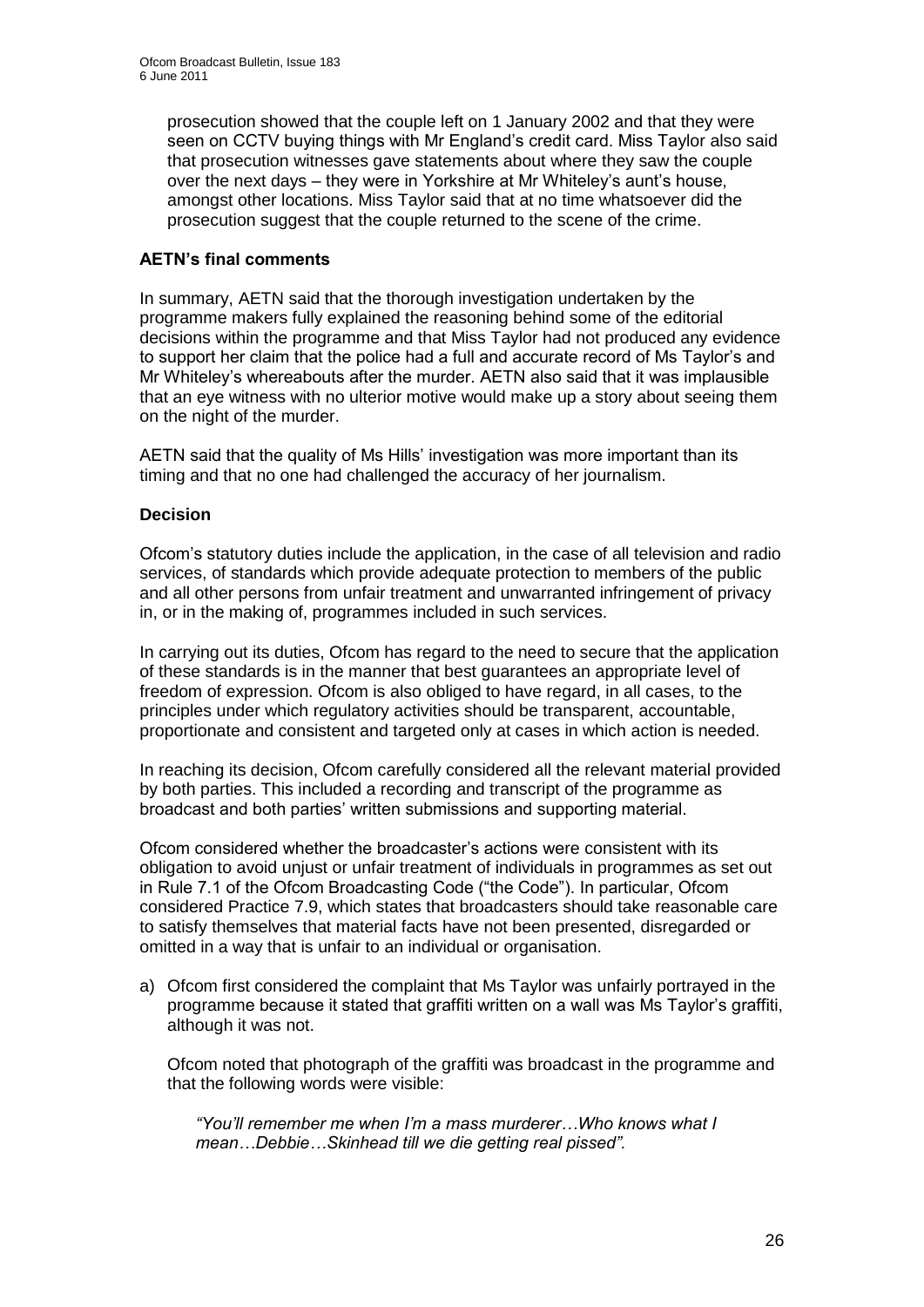prosecution showed that the couple left on 1 January 2002 and that they were seen on CCTV buying things with Mr England's credit card. Miss Taylor also said that prosecution witnesses gave statements about where they saw the couple over the next days – they were in Yorkshire at Mr Whiteley's aunt's house, amongst other locations. Miss Taylor said that at no time whatsoever did the prosecution suggest that the couple returned to the scene of the crime.

**AETN's final comments**

In summary, AETN said that the thorough investigation undertaken by the programme makers fully explained the reasoning behind some of the editorial decisions within the programme and that Miss Taylor had not produced any evidence to support her claim that the police had a full and accurate record of Ms Taylor's and Mr Whiteley's whereabouts after the murder. AETN also said that it was implausible that an eye witness with no ulterior motive would make up a story about seeing them on the night of the murder.

AETN said that the quality of Ms Hills' investigation was more important than its timing and that no one had challenged the accuracy of her journalism.

**Decision**

Ofcom's statutory duties include the application, in the case of all television and radio services, of standards which provide adequate protection to members of the public and all other persons from unfair treatment and unwarranted infringement of privacy in, or in the making of, programmes included in such services.

In carrying out its duties, Ofcom has regard to the need to secure that the application of these standards is in the manner that best guarantees an appropriate level of freedom of expression. Ofcom is also obliged to have regard, in all cases, to the principles under which regulatory activities should be transparent, accountable, proportionate and consistent and targeted only at cases in which action is needed.

In reaching its decision, Ofcom carefully considered all the relevant material provided by both parties. This included a recording and transcript of the programme as broadcast and both parties' written submissions and supporting material.

Ofcom considered whether the broadcaster's actions were consistent with its obligation to avoid unjust or unfair treatment of individuals in programmes as set out in Rule 7.1 of the Ofcom Broadcasting Code ("the Code"). In particular, Ofcom considered Practice 7.9, which states that broadcasters should take reasonable care to satisfy themselves that material facts have not been presented, disregarded or omitted in a way that is unfair to an individual or organisation.

a) Ofcom first considered the complaint that Ms Taylor was unfairly portrayed in the programme because it stated that graffiti written on a wall was Ms Taylor's graffiti, although it was not.

   Ofcom noted that photograph of the graffiti was broadcast in the programme and that the following words were visible:

   *"You'll remember me when I'm a mass murderer…Who knows what I mean…Debbie…Skinhead till we die getting real pissed".*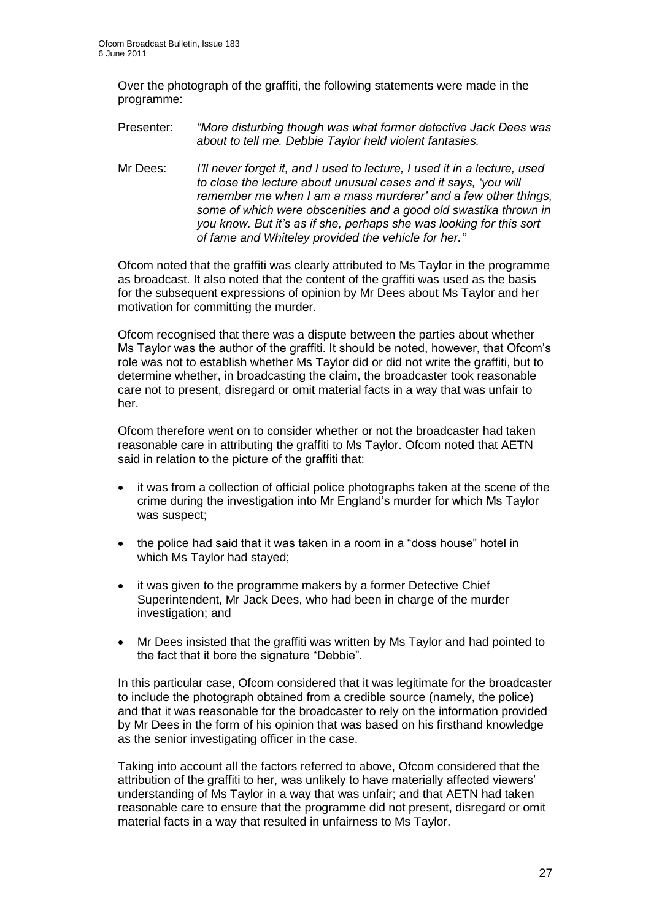Over the photograph of the graffiti, the following statements were made in the programme:

Presenter: *"More disturbing though was what former detective Jack Dees was about to tell me. Debbie Taylor held violent fantasies.*

Mr Dees: *I'll never forget it, and I used to lecture, I used it in a lecture, used to close the lecture about unusual cases and it says, 'you will remember me when I am a mass murderer' and a few other things, some of which were obscenities and a good old swastika thrown in you know. But it's as if she, perhaps she was looking for this sort of fame and Whiteley provided the vehicle for her."*

Ofcom noted that the graffiti was clearly attributed to Ms Taylor in the programme as broadcast. It also noted that the content of the graffiti was used as the basis for the subsequent expressions of opinion by Mr Dees about Ms Taylor and her motivation for committing the murder.

Ofcom recognised that there was a dispute between the parties about whether Ms Taylor was the author of the graffiti. It should be noted, however, that Ofcom's role was not to establish whether Ms Taylor did or did not write the graffiti, but to determine whether, in broadcasting the claim, the broadcaster took reasonable care not to present, disregard or omit material facts in a way that was unfair to her.

Ofcom therefore went on to consider whether or not the broadcaster had taken reasonable care in attributing the graffiti to Ms Taylor. Ofcom noted that AETN said in relation to the picture of the graffiti that:

- it was from a collection of official police photographs taken at the scene of the crime during the investigation into Mr England's murder for which Ms Taylor was suspect;
- the police had said that it was taken in a room in a "doss house" hotel in which Ms Taylor had stayed;
- it was given to the programme makers by a former Detective Chief Superintendent, Mr Jack Dees, who had been in charge of the murder investigation; and
- Mr Dees insisted that the graffiti was written by Ms Taylor and had pointed to the fact that it bore the signature "Debbie".

In this particular case, Ofcom considered that it was legitimate for the broadcaster to include the photograph obtained from a credible source (namely, the police) and that it was reasonable for the broadcaster to rely on the information provided by Mr Dees in the form of his opinion that was based on his firsthand knowledge as the senior investigating officer in the case.

Taking into account all the factors referred to above, Ofcom considered that the attribution of the graffiti to her, was unlikely to have materially affected viewers' understanding of Ms Taylor in a way that was unfair; and that AETN had taken reasonable care to ensure that the programme did not present, disregard or omit material facts in a way that resulted in unfairness to Ms Taylor.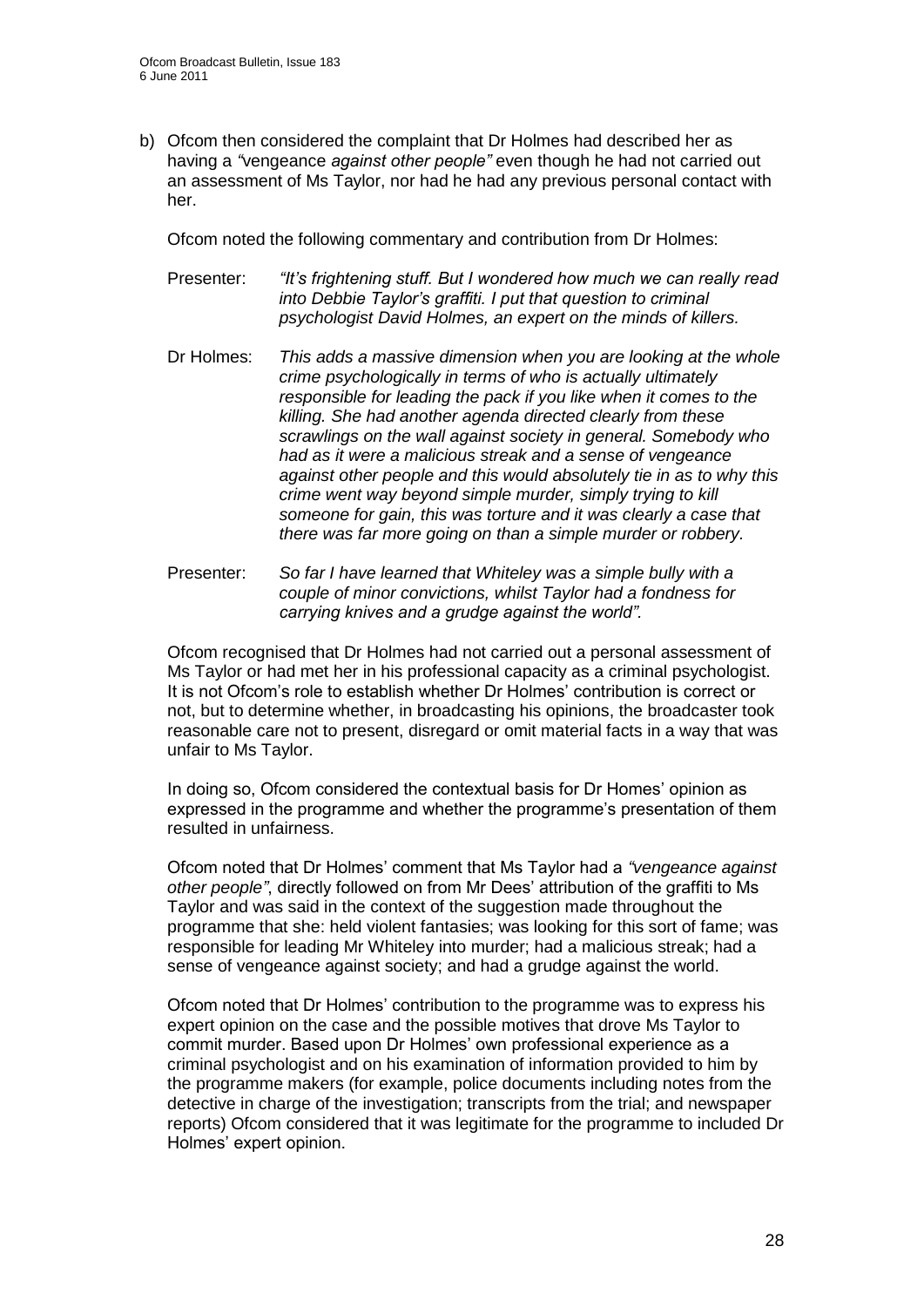b) Ofcom then considered the complaint that Dr Holmes had described her as having a *"*vengeance *against other people"* even though he had not carried out an assessment of Ms Taylor, nor had he had any previous personal contact with her.

Ofcom noted the following commentary and contribution from Dr Holmes:

Presenter: *"It's frightening stuff. But I wondered how much we can really read into Debbie Taylor's graffiti. I put that question to criminal psychologist David Holmes, an expert on the minds of killers.*

Dr Holmes: *This adds a massive dimension when you are looking at the whole crime psychologically in terms of who is actually ultimately responsible for leading the pack if you like when it comes to the killing. She had another agenda directed clearly from these scrawlings on the wall against society in general. Somebody who had as it were a malicious streak and a sense of vengeance against other people and this would absolutely tie in as to why this crime went way beyond simple murder, simply trying to kill someone for gain, this was torture and it was clearly a case that there was far more going on than a simple murder or robbery.*

Presenter: *So far I have learned that Whiteley was a simple bully with a couple of minor convictions, whilst Taylor had a fondness for carrying knives and a grudge against the world".*

Ofcom recognised that Dr Holmes had not carried out a personal assessment of Ms Taylor or had met her in his professional capacity as a criminal psychologist. It is not Ofcom's role to establish whether Dr Holmes' contribution is correct or not, but to determine whether, in broadcasting his opinions, the broadcaster took reasonable care not to present, disregard or omit material facts in a way that was unfair to Ms Taylor.

In doing so, Ofcom considered the contextual basis for Dr Homes' opinion as expressed in the programme and whether the programme's presentation of them resulted in unfairness.

Ofcom noted that Dr Holmes' comment that Ms Taylor had a *"vengeance against other people"*, directly followed on from Mr Dees' attribution of the graffiti to Ms Taylor and was said in the context of the suggestion made throughout the programme that she: held violent fantasies; was looking for this sort of fame; was responsible for leading Mr Whiteley into murder; had a malicious streak; had a sense of vengeance against society; and had a grudge against the world.

Ofcom noted that Dr Holmes' contribution to the programme was to express his expert opinion on the case and the possible motives that drove Ms Taylor to commit murder. Based upon Dr Holmes' own professional experience as a criminal psychologist and on his examination of information provided to him by the programme makers (for example, police documents including notes from the detective in charge of the investigation; transcripts from the trial; and newspaper reports) Ofcom considered that it was legitimate for the programme to included Dr Holmes' expert opinion.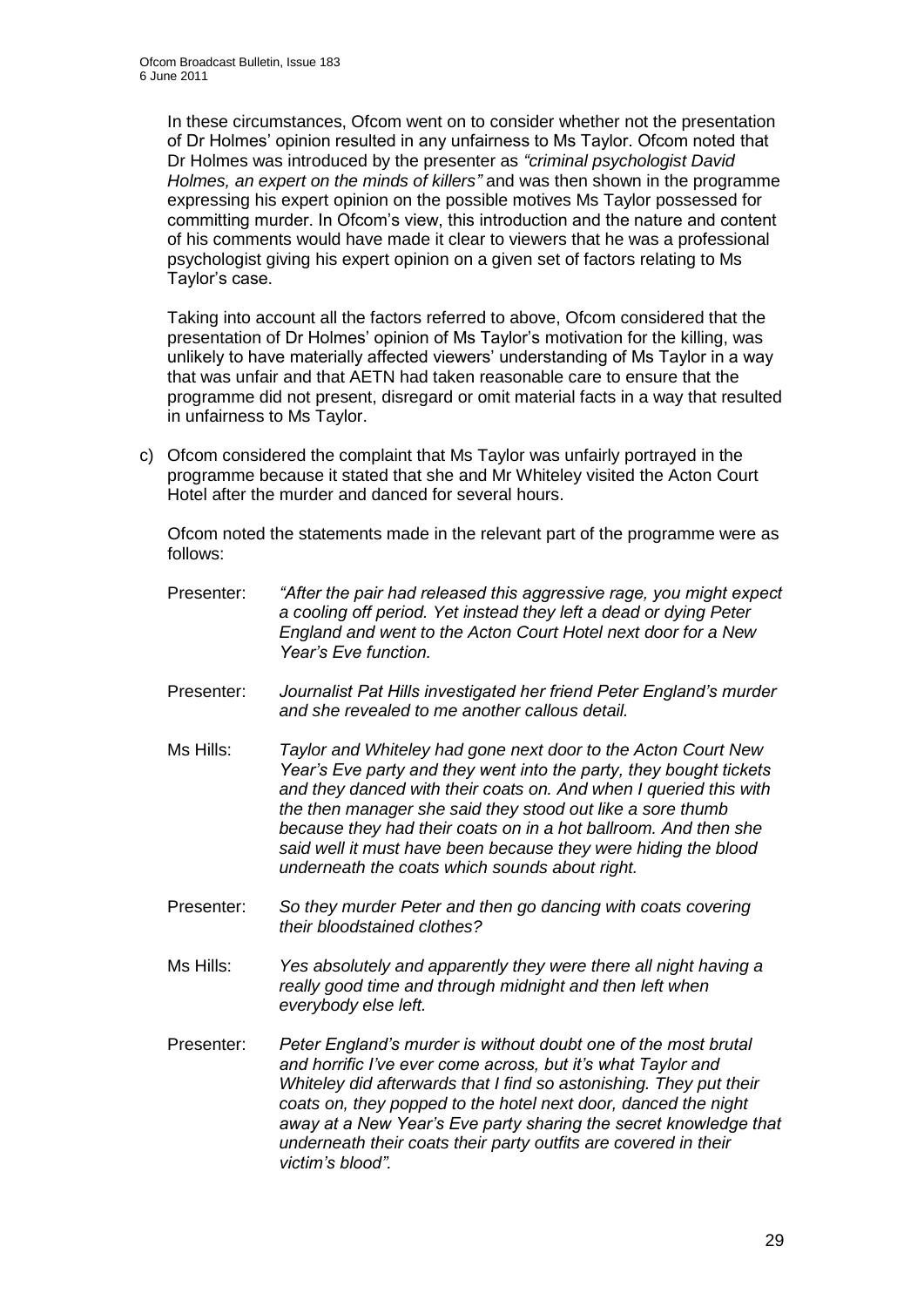In these circumstances, Ofcom went on to consider whether not the presentation of Dr Holmes' opinion resulted in any unfairness to Ms Taylor. Ofcom noted that Dr Holmes was introduced by the presenter as *"criminal psychologist David Holmes, an expert on the minds of killers"* and was then shown in the programme expressing his expert opinion on the possible motives Ms Taylor possessed for committing murder. In Ofcom's view, this introduction and the nature and content of his comments would have made it clear to viewers that he was a professional psychologist giving his expert opinion on a given set of factors relating to Ms Taylor's case.

Taking into account all the factors referred to above, Ofcom considered that the presentation of Dr Holmes' opinion of Ms Taylor's motivation for the killing, was unlikely to have materially affected viewers' understanding of Ms Taylor in a way that was unfair and that AETN had taken reasonable care to ensure that the programme did not present, disregard or omit material facts in a way that resulted in unfairness to Ms Taylor.

c) Ofcom considered the complaint that Ms Taylor was unfairly portrayed in the programme because it stated that she and Mr Whiteley visited the Acton Court Hotel after the murder and danced for several hours.

Ofcom noted the statements made in the relevant part of the programme were as follows:

Presenter: *"After the pair had released this aggressive rage, you might expect a cooling off period. Yet instead they left a dead or dying Peter England and went to the Acton Court Hotel next door for a New Year's Eve function.*

Presenter: *Journalist Pat Hills investigated her friend Peter England's murder and she revealed to me another callous detail.*

Ms Hills: *Taylor and Whiteley had gone next door to the Acton Court New Year's Eve party and they went into the party, they bought tickets and they danced with their coats on. And when I queried this with the then manager she said they stood out like a sore thumb because they had their coats on in a hot ballroom. And then she said well it must have been because they were hiding the blood underneath the coats which sounds about right.*

Presenter: *So they murder Peter and then go dancing with coats covering their bloodstained clothes?*

Ms Hills: *Yes absolutely and apparently they were there all night having a really good time and through midnight and then left when everybody else left.*

Presenter: *Peter England's murder is without doubt one of the most brutal and horrific I've ever come across, but it's what Taylor and Whiteley did afterwards that I find so astonishing. They put their coats on, they popped to the hotel next door, danced the night away at a New Year's Eve party sharing the secret knowledge that underneath their coats their party outfits are covered in their victim's blood".*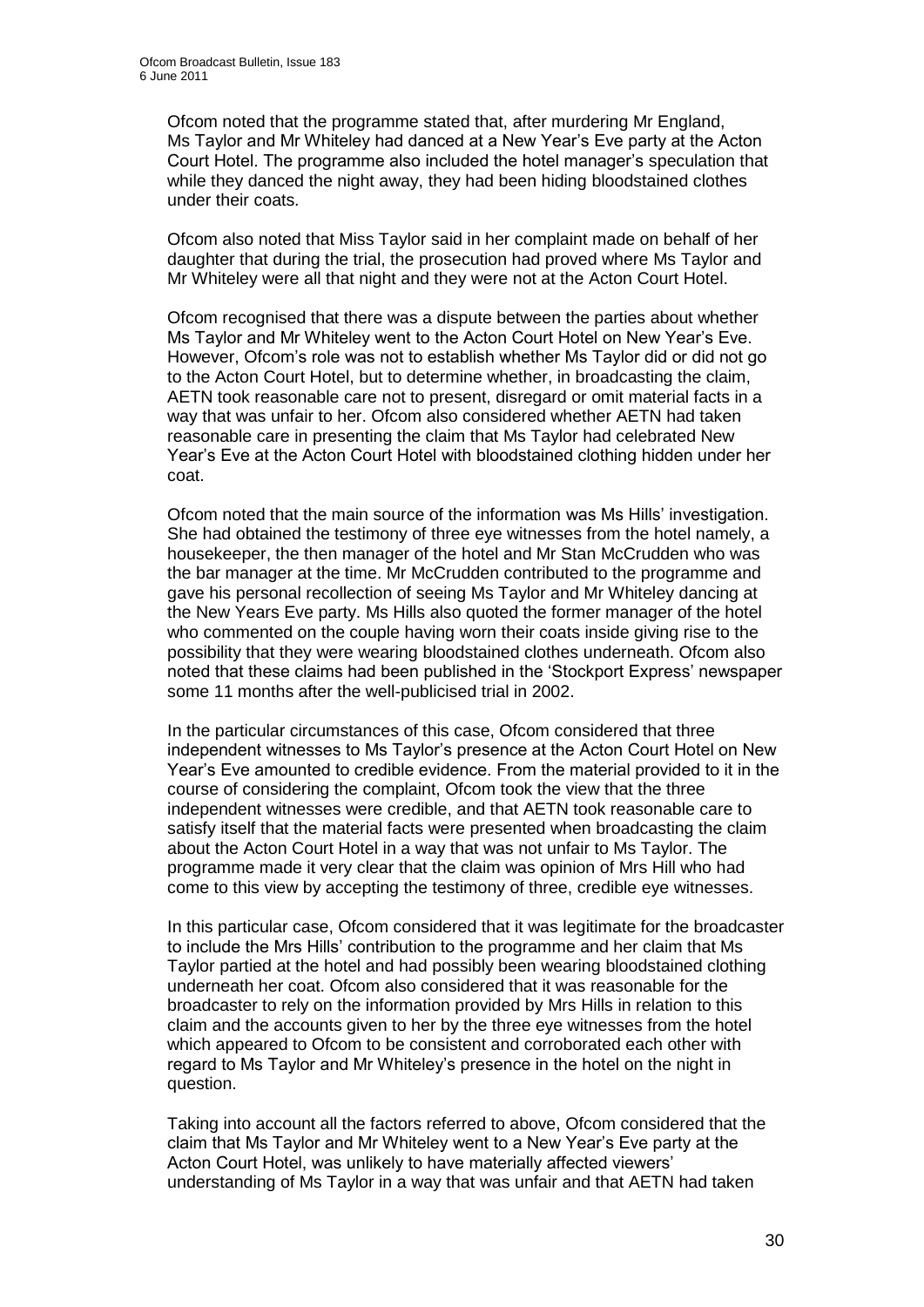Ofcom noted that the programme stated that, after murdering Mr England, Ms Taylor and Mr Whiteley had danced at a New Year's Eve party at the Acton Court Hotel. The programme also included the hotel manager's speculation that while they danced the night away, they had been hiding bloodstained clothes under their coats.

Ofcom also noted that Miss Taylor said in her complaint made on behalf of her daughter that during the trial, the prosecution had proved where Ms Taylor and Mr Whiteley were all that night and they were not at the Acton Court Hotel.

Ofcom recognised that there was a dispute between the parties about whether Ms Taylor and Mr Whiteley went to the Acton Court Hotel on New Year's Eve. However, Ofcom's role was not to establish whether Ms Taylor did or did not go to the Acton Court Hotel, but to determine whether, in broadcasting the claim, AETN took reasonable care not to present, disregard or omit material facts in a way that was unfair to her. Ofcom also considered whether AETN had taken reasonable care in presenting the claim that Ms Taylor had celebrated New Year's Eve at the Acton Court Hotel with bloodstained clothing hidden under her coat.

Ofcom noted that the main source of the information was Ms Hills' investigation. She had obtained the testimony of three eye witnesses from the hotel namely, a housekeeper, the then manager of the hotel and Mr Stan McCrudden who was the bar manager at the time. Mr McCrudden contributed to the programme and gave his personal recollection of seeing Ms Taylor and Mr Whiteley dancing at the New Years Eve party. Ms Hills also quoted the former manager of the hotel who commented on the couple having worn their coats inside giving rise to the possibility that they were wearing bloodstained clothes underneath. Ofcom also noted that these claims had been published in the 'Stockport Express' newspaper some 11 months after the well-publicised trial in 2002.

In the particular circumstances of this case, Ofcom considered that three independent witnesses to Ms Taylor's presence at the Acton Court Hotel on New Year's Eve amounted to credible evidence. From the material provided to it in the course of considering the complaint, Ofcom took the view that the three independent witnesses were credible, and that AETN took reasonable care to satisfy itself that the material facts were presented when broadcasting the claim about the Acton Court Hotel in a way that was not unfair to Ms Taylor. The programme made it very clear that the claim was opinion of Mrs Hill who had come to this view by accepting the testimony of three, credible eye witnesses.

In this particular case, Ofcom considered that it was legitimate for the broadcaster to include the Mrs Hills' contribution to the programme and her claim that Ms Taylor partied at the hotel and had possibly been wearing bloodstained clothing underneath her coat. Ofcom also considered that it was reasonable for the broadcaster to rely on the information provided by Mrs Hills in relation to this claim and the accounts given to her by the three eye witnesses from the hotel which appeared to Ofcom to be consistent and corroborated each other with regard to Ms Taylor and Mr Whiteley's presence in the hotel on the night in question.

Taking into account all the factors referred to above, Ofcom considered that the claim that Ms Taylor and Mr Whiteley went to a New Year's Eve party at the Acton Court Hotel, was unlikely to have materially affected viewers' understanding of Ms Taylor in a way that was unfair and that AETN had taken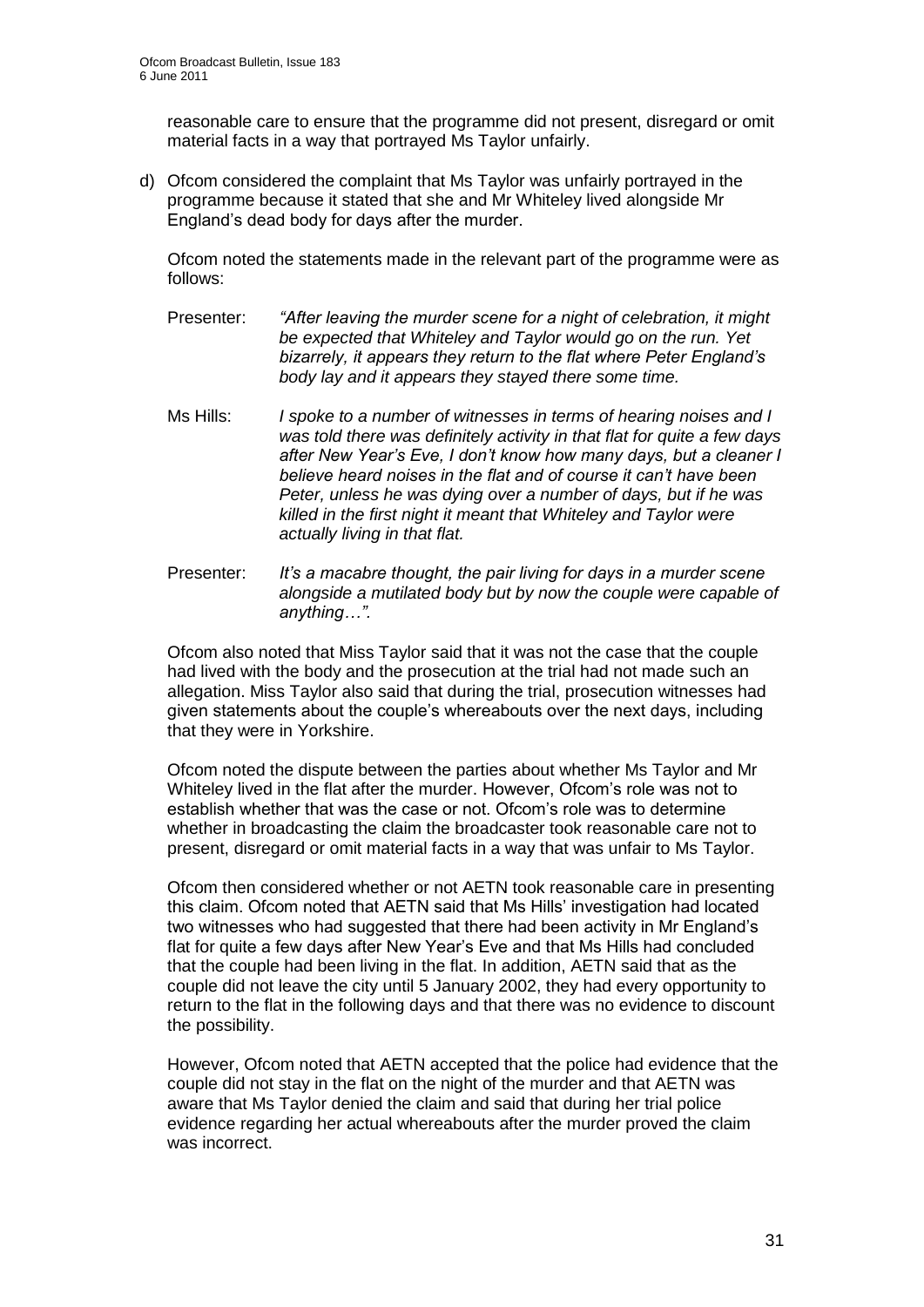reasonable care to ensure that the programme did not present, disregard or omit material facts in a way that portrayed Ms Taylor unfairly.

d) Ofcom considered the complaint that Ms Taylor was unfairly portrayed in the programme because it stated that she and Mr Whiteley lived alongside Mr England's dead body for days after the murder.

   Ofcom noted the statements made in the relevant part of the programme were as follows:

   Presenter: *"After leaving the murder scene for a night of celebration, it might be expected that Whiteley and Taylor would go on the run. Yet bizarrely, it appears they return to the flat where Peter England's body lay and it appears they stayed there some time.*

   Ms Hills: *I spoke to a number of witnesses in terms of hearing noises and I was told there was definitely activity in that flat for quite a few days after New Year's Eve, I don't know how many days, but a cleaner I believe heard noises in the flat and of course it can't have been Peter, unless he was dying over a number of days, but if he was killed in the first night it meant that Whiteley and Taylor were actually living in that flat.*

   Presenter: *It's a macabre thought, the pair living for days in a murder scene alongside a mutilated body but by now the couple were capable of anything…".*

   Ofcom also noted that Miss Taylor said that it was not the case that the couple had lived with the body and the prosecution at the trial had not made such an allegation. Miss Taylor also said that during the trial, prosecution witnesses had given statements about the couple's whereabouts over the next days, including that they were in Yorkshire.

   Ofcom noted the dispute between the parties about whether Ms Taylor and Mr Whiteley lived in the flat after the murder. However, Ofcom's role was not to establish whether that was the case or not. Ofcom's role was to determine whether in broadcasting the claim the broadcaster took reasonable care not to present, disregard or omit material facts in a way that was unfair to Ms Taylor.

   Ofcom then considered whether or not AETN took reasonable care in presenting this claim. Ofcom noted that AETN said that Ms Hills' investigation had located two witnesses who had suggested that there had been activity in Mr England's flat for quite a few days after New Year's Eve and that Ms Hills had concluded that the couple had been living in the flat. In addition, AETN said that as the couple did not leave the city until 5 January 2002, they had every opportunity to return to the flat in the following days and that there was no evidence to discount the possibility.

   However, Ofcom noted that AETN accepted that the police had evidence that the couple did not stay in the flat on the night of the murder and that AETN was aware that Ms Taylor denied the claim and said that during her trial police evidence regarding her actual whereabouts after the murder proved the claim was incorrect.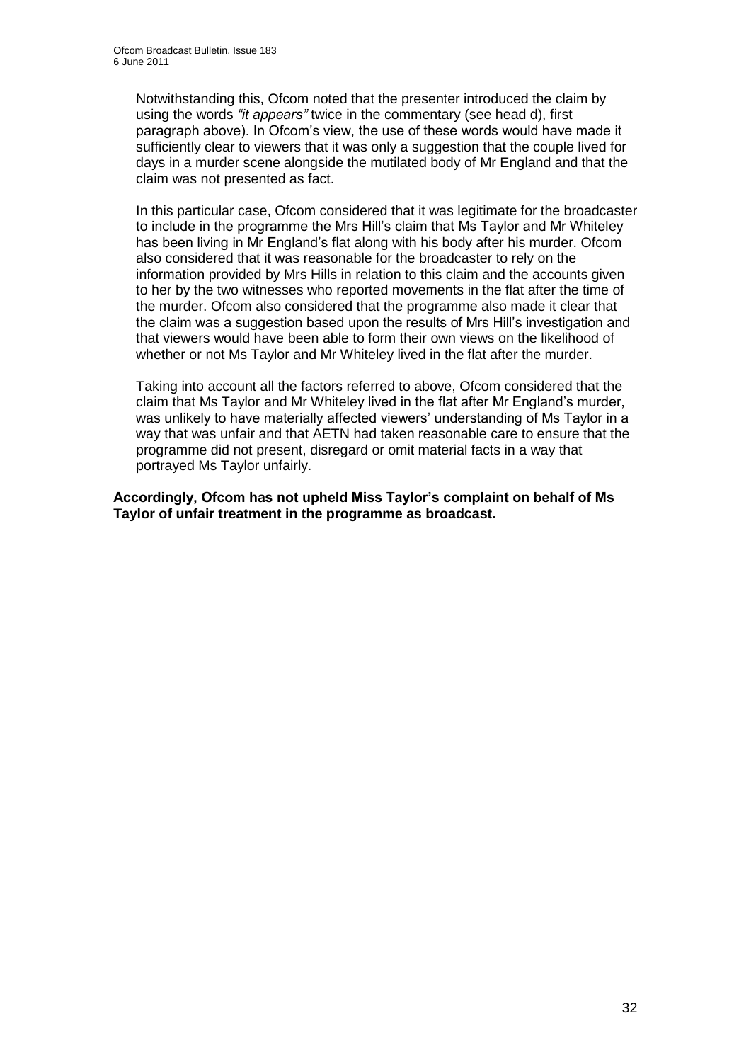Notwithstanding this, Ofcom noted that the presenter introduced the claim by using the words *"it appears"* twice in the commentary (see head d), first paragraph above). In Ofcom's view, the use of these words would have made it sufficiently clear to viewers that it was only a suggestion that the couple lived for days in a murder scene alongside the mutilated body of Mr England and that the claim was not presented as fact.

In this particular case, Ofcom considered that it was legitimate for the broadcaster to include in the programme the Mrs Hill's claim that Ms Taylor and Mr Whiteley has been living in Mr England's flat along with his body after his murder. Ofcom also considered that it was reasonable for the broadcaster to rely on the information provided by Mrs Hills in relation to this claim and the accounts given to her by the two witnesses who reported movements in the flat after the time of the murder. Ofcom also considered that the programme also made it clear that the claim was a suggestion based upon the results of Mrs Hill's investigation and that viewers would have been able to form their own views on the likelihood of whether or not Ms Taylor and Mr Whiteley lived in the flat after the murder.

Taking into account all the factors referred to above, Ofcom considered that the claim that Ms Taylor and Mr Whiteley lived in the flat after Mr England's murder, was unlikely to have materially affected viewers' understanding of Ms Taylor in a way that was unfair and that AETN had taken reasonable care to ensure that the programme did not present, disregard or omit material facts in a way that portrayed Ms Taylor unfairly.

**Accordingly, Ofcom has not upheld Miss Taylor's complaint on behalf of Ms Taylor of unfair treatment in the programme as broadcast.**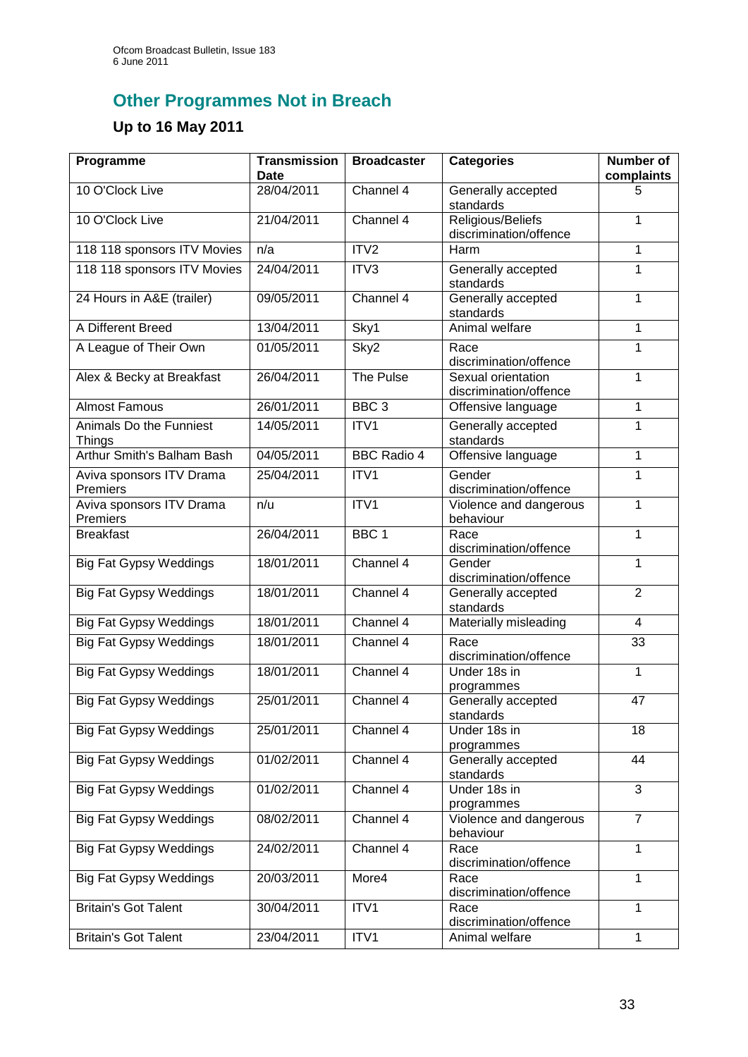## Other Programmes Not in Breach

### Up to 16 May 2011

| Programme | Transmission Date | Broadcaster | Categories | Number of complaints |
|---|---|---|---|---|
| 10 O'Clock Live | 28/04/2011 | Channel 4 | Generally accepted standards | 5 |
| 10 O'Clock Live | 21/04/2011 | Channel 4 | Religious/Beliefs discrimination/offence | 1 |
| 118 118 sponsors ITV Movies | n/a | ITV2 | Harm | 1 |
| 118 118 sponsors ITV Movies | 24/04/2011 | ITV3 | Generally accepted standards | 1 |
| 24 Hours in A&E (trailer) | 09/05/2011 | Channel 4 | Generally accepted standards | 1 |
| A Different Breed | 13/04/2011 | Sky1 | Animal welfare | 1 |
| A League of Their Own | 01/05/2011 | Sky2 | Race discrimination/offence | 1 |
| Alex & Becky at Breakfast | 26/04/2011 | The Pulse | Sexual orientation discrimination/offence | 1 |
| Almost Famous | 26/01/2011 | BBC 3 | Offensive language | 1 |
| Animals Do the Funniest Things | 14/05/2011 | ITV1 | Generally accepted standards | 1 |
| Arthur Smith's Balham Bash | 04/05/2011 | BBC Radio 4 | Offensive language | 1 |
| Aviva sponsors ITV Drama Premiers | 25/04/2011 | ITV1 | Gender discrimination/offence | 1 |
| Aviva sponsors ITV Drama Premiers | n/u | ITV1 | Violence and dangerous behaviour | 1 |
| Breakfast | 26/04/2011 | BBC 1 | Race discrimination/offence | 1 |
| Big Fat Gypsy Weddings | 18/01/2011 | Channel 4 | Gender discrimination/offence | 1 |
| Big Fat Gypsy Weddings | 18/01/2011 | Channel 4 | Generally accepted standards | 2 |
| Big Fat Gypsy Weddings | 18/01/2011 | Channel 4 | Materially misleading | 4 |
| Big Fat Gypsy Weddings | 18/01/2011 | Channel 4 | Race discrimination/offence | 33 |
| Big Fat Gypsy Weddings | 18/01/2011 | Channel 4 | Under 18s in programmes | 1 |
| Big Fat Gypsy Weddings | 25/01/2011 | Channel 4 | Generally accepted standards | 47 |
| Big Fat Gypsy Weddings | 25/01/2011 | Channel 4 | Under 18s in programmes | 18 |
| Big Fat Gypsy Weddings | 01/02/2011 | Channel 4 | Generally accepted standards | 44 |
| Big Fat Gypsy Weddings | 01/02/2011 | Channel 4 | Under 18s in programmes | 3 |
| Big Fat Gypsy Weddings | 08/02/2011 | Channel 4 | Violence and dangerous behaviour | 7 |
| Big Fat Gypsy Weddings | 24/02/2011 | Channel 4 | Race discrimination/offence | 1 |
| Big Fat Gypsy Weddings | 20/03/2011 | More4 | Race discrimination/offence | 1 |
| Britain's Got Talent | 30/04/2011 | ITV1 | Race discrimination/offence | 1 |
| Britain's Got Talent | 23/04/2011 | ITV1 | Animal welfare | 1 |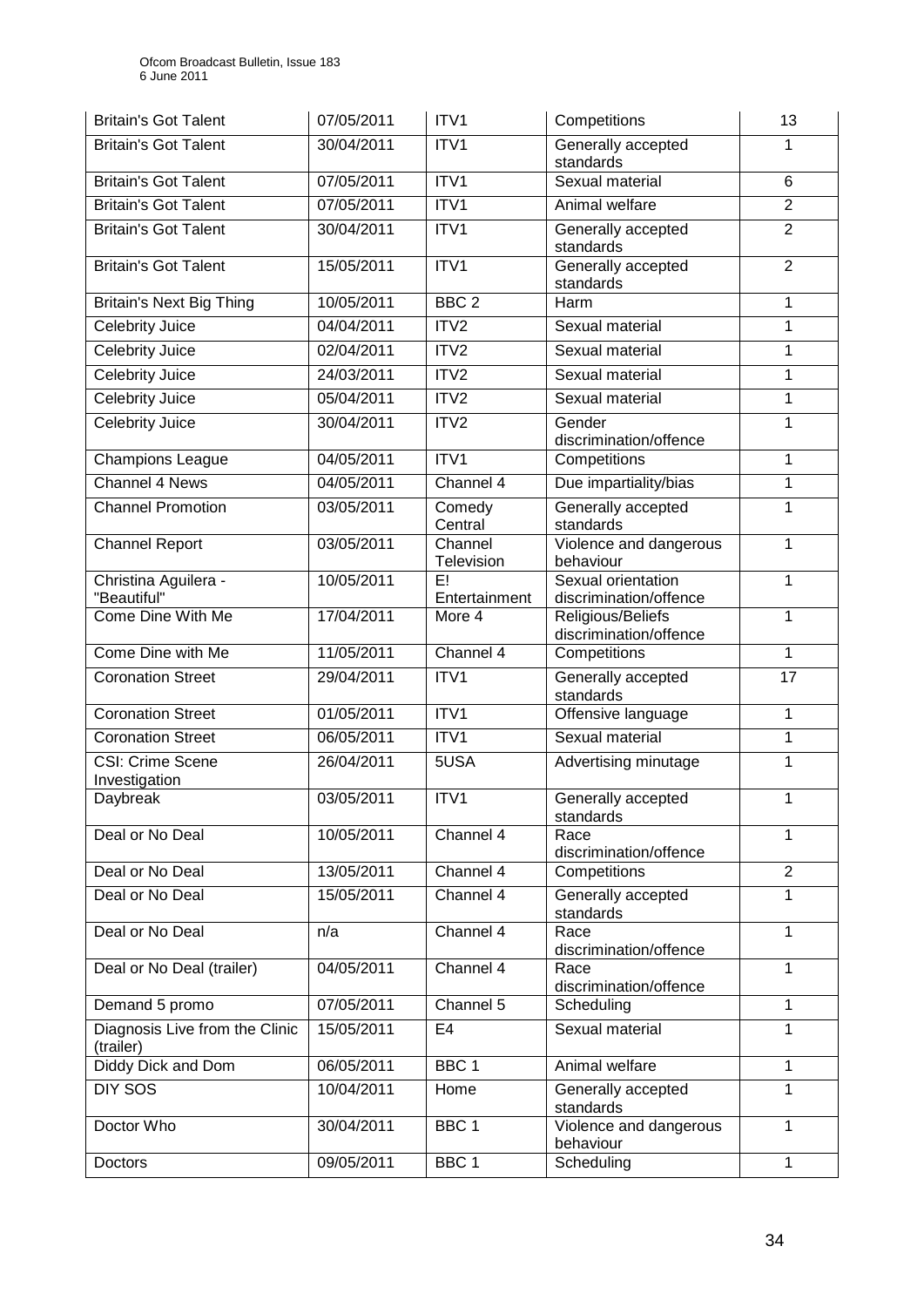| Britain's Got Talent | 07/05/2011 | ITV1 | Competitions | 13 |
|---|---|---|---|---|
| Britain's Got Talent | 30/04/2011 | ITV1 | Generally accepted standards | 1 |
| Britain's Got Talent | 07/05/2011 | ITV1 | Sexual material | 6 |
| Britain's Got Talent | 07/05/2011 | ITV1 | Animal welfare | 2 |
| Britain's Got Talent | 30/04/2011 | ITV1 | Generally accepted standards | 2 |
| Britain's Got Talent | 15/05/2011 | ITV1 | Generally accepted standards | 2 |
| Britain's Next Big Thing | 10/05/2011 | BBC 2 | Harm | 1 |
| Celebrity Juice | 04/04/2011 | ITV2 | Sexual material | 1 |
| Celebrity Juice | 02/04/2011 | ITV2 | Sexual material | 1 |
| Celebrity Juice | 24/03/2011 | ITV2 | Sexual material | 1 |
| Celebrity Juice | 05/04/2011 | ITV2 | Sexual material | 1 |
| Celebrity Juice | 30/04/2011 | ITV2 | Gender discrimination/offence | 1 |
| Champions League | 04/05/2011 | ITV1 | Competitions | 1 |
| Channel 4 News | 04/05/2011 | Channel 4 | Due impartiality/bias | 1 |
| Channel Promotion | 03/05/2011 | Comedy Central | Generally accepted standards | 1 |
| Channel Report | 03/05/2011 | Channel Television | Violence and dangerous behaviour | 1 |
| Christina Aguilera - "Beautiful" | 10/05/2011 | E! Entertainment | Sexual orientation discrimination/offence | 1 |
| Come Dine With Me | 17/04/2011 | More 4 | Religious/Beliefs discrimination/offence | 1 |
| Come Dine with Me | 11/05/2011 | Channel 4 | Competitions | 1 |
| Coronation Street | 29/04/2011 | ITV1 | Generally accepted standards | 17 |
| Coronation Street | 01/05/2011 | ITV1 | Offensive language | 1 |
| Coronation Street | 06/05/2011 | ITV1 | Sexual material | 1 |
| CSI: Crime Scene Investigation | 26/04/2011 | 5USA | Advertising minutage | 1 |
| Daybreak | 03/05/2011 | ITV1 | Generally accepted standards | 1 |
| Deal or No Deal | 10/05/2011 | Channel 4 | Race discrimination/offence | 1 |
| Deal or No Deal | 13/05/2011 | Channel 4 | Competitions | 2 |
| Deal or No Deal | 15/05/2011 | Channel 4 | Generally accepted standards | 1 |
| Deal or No Deal | n/a | Channel 4 | Race discrimination/offence | 1 |
| Deal or No Deal (trailer) | 04/05/2011 | Channel 4 | Race discrimination/offence | 1 |
| Demand 5 promo | 07/05/2011 | Channel 5 | Scheduling | 1 |
| Diagnosis Live from the Clinic (trailer) | 15/05/2011 | E4 | Sexual material | 1 |
| Diddy Dick and Dom | 06/05/2011 | BBC 1 | Animal welfare | 1 |
| DIY SOS | 10/04/2011 | Home | Generally accepted standards | 1 |
| Doctor Who | 30/04/2011 | BBC 1 | Violence and dangerous behaviour | 1 |
| Doctors | 09/05/2011 | BBC 1 | Scheduling | 1 |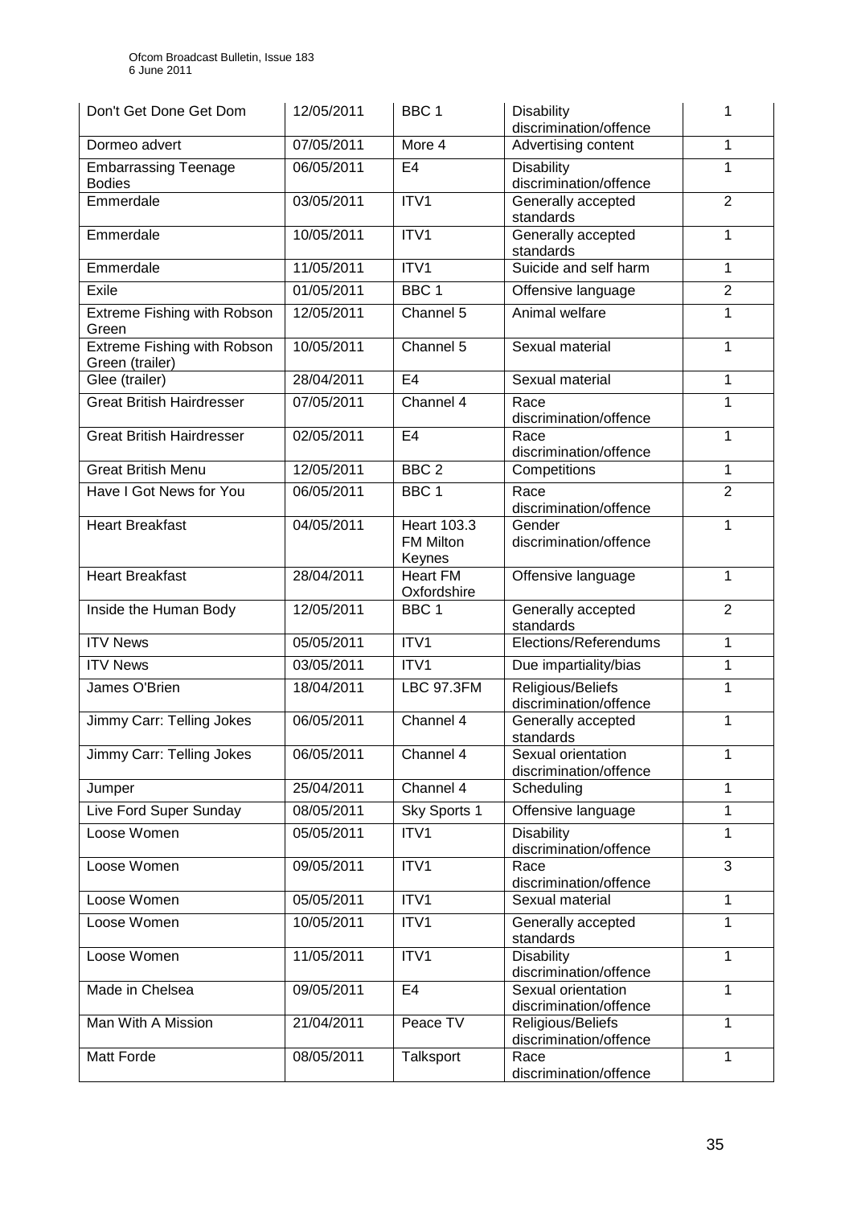| Don't Get Done Get Dom | 12/05/2011 | BBC 1 | Disability discrimination/offence | 1 |
|---|---|---|---|---|
| Dormeo advert | 07/05/2011 | More 4 | Advertising content | 1 |
| Embarrassing Teenage Bodies | 06/05/2011 | E4 | Disability discrimination/offence | 1 |
| Emmerdale | 03/05/2011 | ITV1 | Generally accepted standards | 2 |
| Emmerdale | 10/05/2011 | ITV1 | Generally accepted standards | 1 |
| Emmerdale | 11/05/2011 | ITV1 | Suicide and self harm | 1 |
| Exile | 01/05/2011 | BBC 1 | Offensive language | 2 |
| Extreme Fishing with Robson Green | 12/05/2011 | Channel 5 | Animal welfare | 1 |
| Extreme Fishing with Robson Green (trailer) | 10/05/2011 | Channel 5 | Sexual material | 1 |
| Glee (trailer) | 28/04/2011 | E4 | Sexual material | 1 |
| Great British Hairdresser | 07/05/2011 | Channel 4 | Race discrimination/offence | 1 |
| Great British Hairdresser | 02/05/2011 | E4 | Race discrimination/offence | 1 |
| Great British Menu | 12/05/2011 | BBC 2 | Competitions | 1 |
| Have I Got News for You | 06/05/2011 | BBC 1 | Race discrimination/offence | 2 |
| Heart Breakfast | 04/05/2011 | Heart 103.3 FM Milton Keynes | Gender discrimination/offence | 1 |
| Heart Breakfast | 28/04/2011 | Heart FM Oxfordshire | Offensive language | 1 |
| Inside the Human Body | 12/05/2011 | BBC 1 | Generally accepted standards | 2 |
| ITV News | 05/05/2011 | ITV1 | Elections/Referendums | 1 |
| ITV News | 03/05/2011 | ITV1 | Due impartiality/bias | 1 |
| James O'Brien | 18/04/2011 | LBC 97.3FM | Religious/Beliefs discrimination/offence | 1 |
| Jimmy Carr: Telling Jokes | 06/05/2011 | Channel 4 | Generally accepted standards | 1 |
| Jimmy Carr: Telling Jokes | 06/05/2011 | Channel 4 | Sexual orientation discrimination/offence | 1 |
| Jumper | 25/04/2011 | Channel 4 | Scheduling | 1 |
| Live Ford Super Sunday | 08/05/2011 | Sky Sports 1 | Offensive language | 1 |
| Loose Women | 05/05/2011 | ITV1 | Disability discrimination/offence | 1 |
| Loose Women | 09/05/2011 | ITV1 | Race discrimination/offence | 3 |
| Loose Women | 05/05/2011 | ITV1 | Sexual material | 1 |
| Loose Women | 10/05/2011 | ITV1 | Generally accepted standards | 1 |
| Loose Women | 11/05/2011 | ITV1 | Disability discrimination/offence | 1 |
| Made in Chelsea | 09/05/2011 | E4 | Sexual orientation discrimination/offence | 1 |
| Man With A Mission | 21/04/2011 | Peace TV | Religious/Beliefs discrimination/offence | 1 |
| Matt Forde | 08/05/2011 | Talksport | Race discrimination/offence | 1 |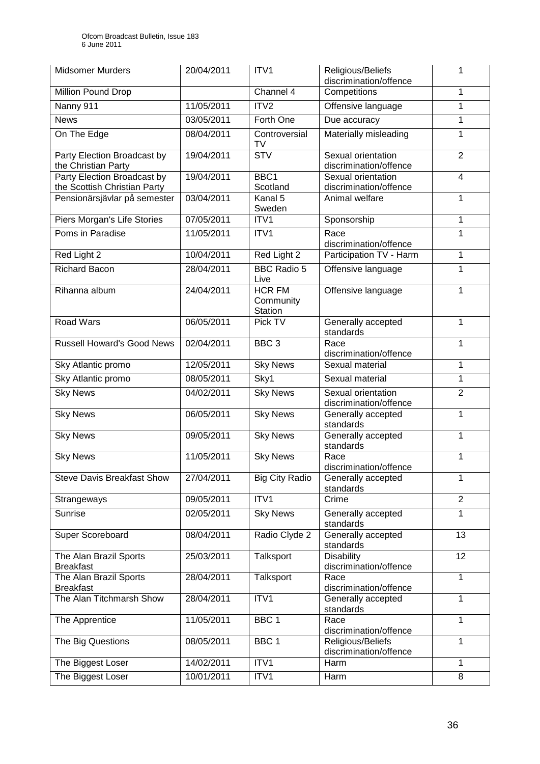| Midsomer Murders | 20/04/2011 | ITV1 | Religious/Beliefs discrimination/offence | 1 |
|---|---|---|---|---|
| Million Pound Drop | | Channel 4 | Competitions | 1 |
| Nanny 911 | 11/05/2011 | ITV2 | Offensive language | 1 |
| News | 03/05/2011 | Forth One | Due accuracy | 1 |
| On The Edge | 08/04/2011 | Controversial TV | Materially misleading | 1 |
| Party Election Broadcast by the Christian Party | 19/04/2011 | STV | Sexual orientation discrimination/offence | 2 |
| Party Election Broadcast by the Scottish Christian Party | 19/04/2011 | BBC1 Scotland | Sexual orientation discrimination/offence | 4 |
| Pensionärsjävlar på semester | 03/04/2011 | Kanal 5 Sweden | Animal welfare | 1 |
| Piers Morgan's Life Stories | 07/05/2011 | ITV1 | Sponsorship | 1 |
| Poms in Paradise | 11/05/2011 | ITV1 | Race discrimination/offence | 1 |
| Red Light 2 | 10/04/2011 | Red Light 2 | Participation TV - Harm | 1 |
| Richard Bacon | 28/04/2011 | BBC Radio 5 Live | Offensive language | 1 |
| Rihanna album | 24/04/2011 | HCR FM Community Station | Offensive language | 1 |
| Road Wars | 06/05/2011 | Pick TV | Generally accepted standards | 1 |
| Russell Howard's Good News | 02/04/2011 | BBC 3 | Race discrimination/offence | 1 |
| Sky Atlantic promo | 12/05/2011 | Sky News | Sexual material | 1 |
| Sky Atlantic promo | 08/05/2011 | Sky1 | Sexual material | 1 |
| Sky News | 04/02/2011 | Sky News | Sexual orientation discrimination/offence | 2 |
| Sky News | 06/05/2011 | Sky News | Generally accepted standards | 1 |
| Sky News | 09/05/2011 | Sky News | Generally accepted standards | 1 |
| Sky News | 11/05/2011 | Sky News | Race discrimination/offence | 1 |
| Steve Davis Breakfast Show | 27/04/2011 | Big City Radio | Generally accepted standards | 1 |
| Strangeways | 09/05/2011 | ITV1 | Crime | 2 |
| Sunrise | 02/05/2011 | Sky News | Generally accepted standards | 1 |
| Super Scoreboard | 08/04/2011 | Radio Clyde 2 | Generally accepted standards | 13 |
| The Alan Brazil Sports Breakfast | 25/03/2011 | Talksport | Disability discrimination/offence | 12 |
| The Alan Brazil Sports Breakfast | 28/04/2011 | Talksport | Race discrimination/offence | 1 |
| The Alan Titchmarsh Show | 28/04/2011 | ITV1 | Generally accepted standards | 1 |
| The Apprentice | 11/05/2011 | BBC 1 | Race discrimination/offence | 1 |
| The Big Questions | 08/05/2011 | BBC 1 | Religious/Beliefs discrimination/offence | 1 |
| The Biggest Loser | 14/02/2011 | ITV1 | Harm | 1 |
| The Biggest Loser | 10/01/2011 | ITV1 | Harm | 8 |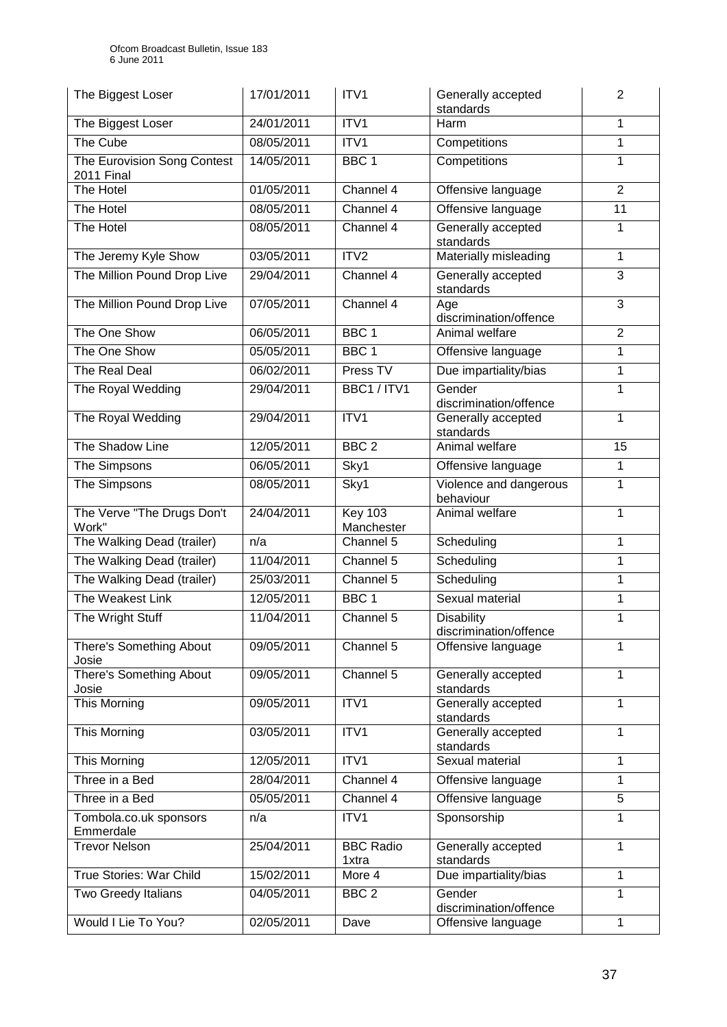| The Biggest Loser | 17/01/2011 | ITV1 | Generally accepted standards | 2 |
|---|---|---|---|---|
| The Biggest Loser | 24/01/2011 | ITV1 | Harm | 1 |
| The Cube | 08/05/2011 | ITV1 | Competitions | 1 |
| The Eurovision Song Contest 2011 Final | 14/05/2011 | BBC 1 | Competitions | 1 |
| The Hotel | 01/05/2011 | Channel 4 | Offensive language | 2 |
| The Hotel | 08/05/2011 | Channel 4 | Offensive language | 11 |
| The Hotel | 08/05/2011 | Channel 4 | Generally accepted standards | 1 |
| The Jeremy Kyle Show | 03/05/2011 | ITV2 | Materially misleading | 1 |
| The Million Pound Drop Live | 29/04/2011 | Channel 4 | Generally accepted standards | 3 |
| The Million Pound Drop Live | 07/05/2011 | Channel 4 | Age discrimination/offence | 3 |
| The One Show | 06/05/2011 | BBC 1 | Animal welfare | 2 |
| The One Show | 05/05/2011 | BBC 1 | Offensive language | 1 |
| The Real Deal | 06/02/2011 | Press TV | Due impartiality/bias | 1 |
| The Royal Wedding | 29/04/2011 | BBC1 / ITV1 | Gender discrimination/offence | 1 |
| The Royal Wedding | 29/04/2011 | ITV1 | Generally accepted standards | 1 |
| The Shadow Line | 12/05/2011 | BBC 2 | Animal welfare | 15 |
| The Simpsons | 06/05/2011 | Sky1 | Offensive language | 1 |
| The Simpsons | 08/05/2011 | Sky1 | Violence and dangerous behaviour | 1 |
| The Verve "The Drugs Don't Work" | 24/04/2011 | Key 103 Manchester | Animal welfare | 1 |
| The Walking Dead (trailer) | n/a | Channel 5 | Scheduling | 1 |
| The Walking Dead (trailer) | 11/04/2011 | Channel 5 | Scheduling | 1 |
| The Walking Dead (trailer) | 25/03/2011 | Channel 5 | Scheduling | 1 |
| The Weakest Link | 12/05/2011 | BBC 1 | Sexual material | 1 |
| The Wright Stuff | 11/04/2011 | Channel 5 | Disability discrimination/offence | 1 |
| There's Something About Josie | 09/05/2011 | Channel 5 | Offensive language | 1 |
| There's Something About Josie | 09/05/2011 | Channel 5 | Generally accepted standards | 1 |
| This Morning | 09/05/2011 | ITV1 | Generally accepted standards | 1 |
| This Morning | 03/05/2011 | ITV1 | Generally accepted standards | 1 |
| This Morning | 12/05/2011 | ITV1 | Sexual material | 1 |
| Three in a Bed | 28/04/2011 | Channel 4 | Offensive language | 1 |
| Three in a Bed | 05/05/2011 | Channel 4 | Offensive language | 5 |
| Tombola.co.uk sponsors Emmerdale | n/a | ITV1 | Sponsorship | 1 |
| Trevor Nelson | 25/04/2011 | BBC Radio 1xtra | Generally accepted standards | 1 |
| True Stories: War Child | 15/02/2011 | More 4 | Due impartiality/bias | 1 |
| Two Greedy Italians | 04/05/2011 | BBC 2 | Gender discrimination/offence | 1 |
| Would I Lie To You? | 02/05/2011 | Dave | Offensive language | 1 |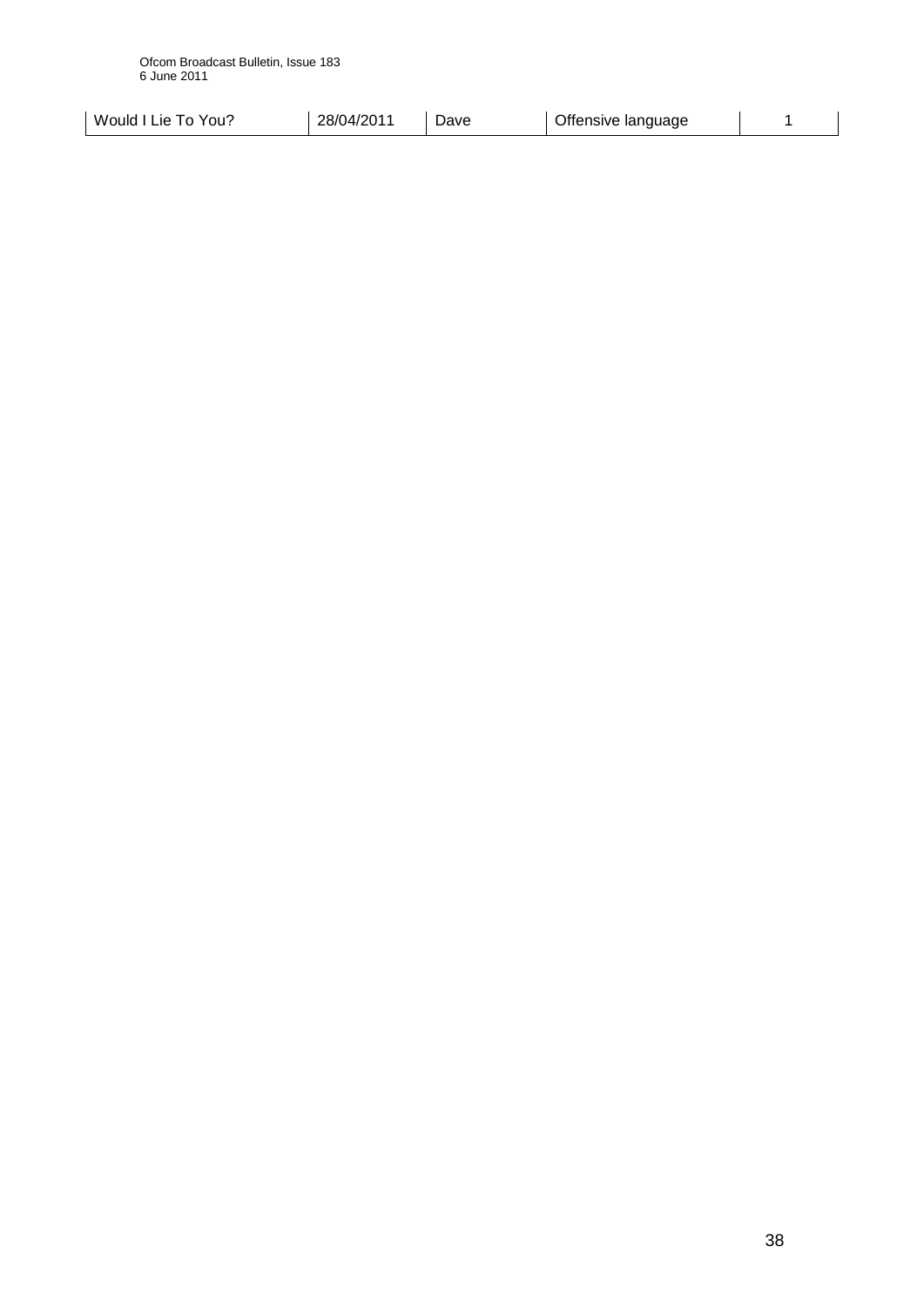| | | | | |
|---|---|---|---|---|
| Would I Lie To You? | 28/04/2011 | Dave | Offensive language | 1 |